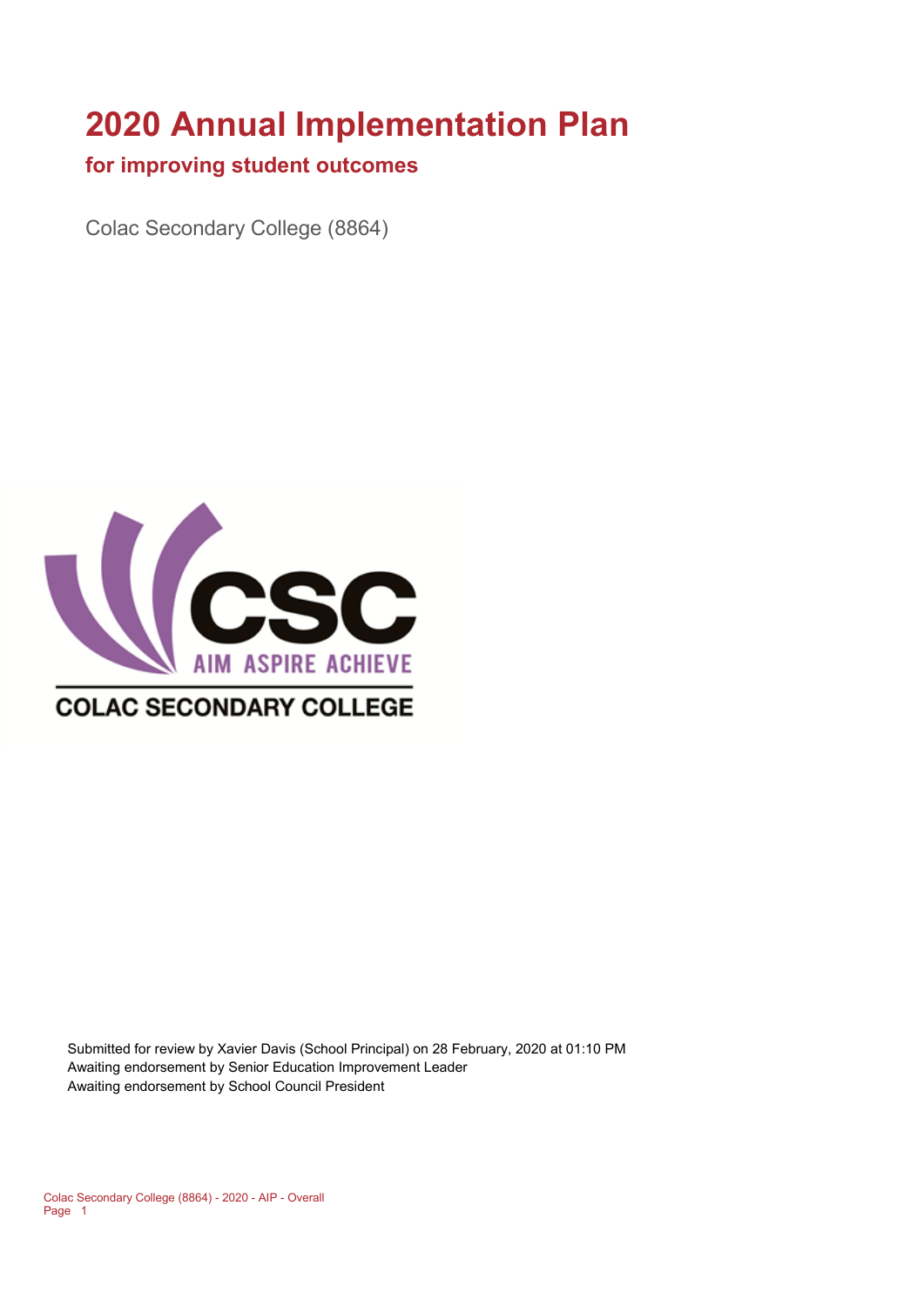# 2020 Annual Implementation Plan

## for improving student outcomes

Colac Secondary College (8864)

Submitted for review by Xavier Davis (School Principal) on 28 February, 2020 at 01:10 PM
Awaiting endorsement by Senior Education Improvement Leader
Awaiting endorsement by School Council President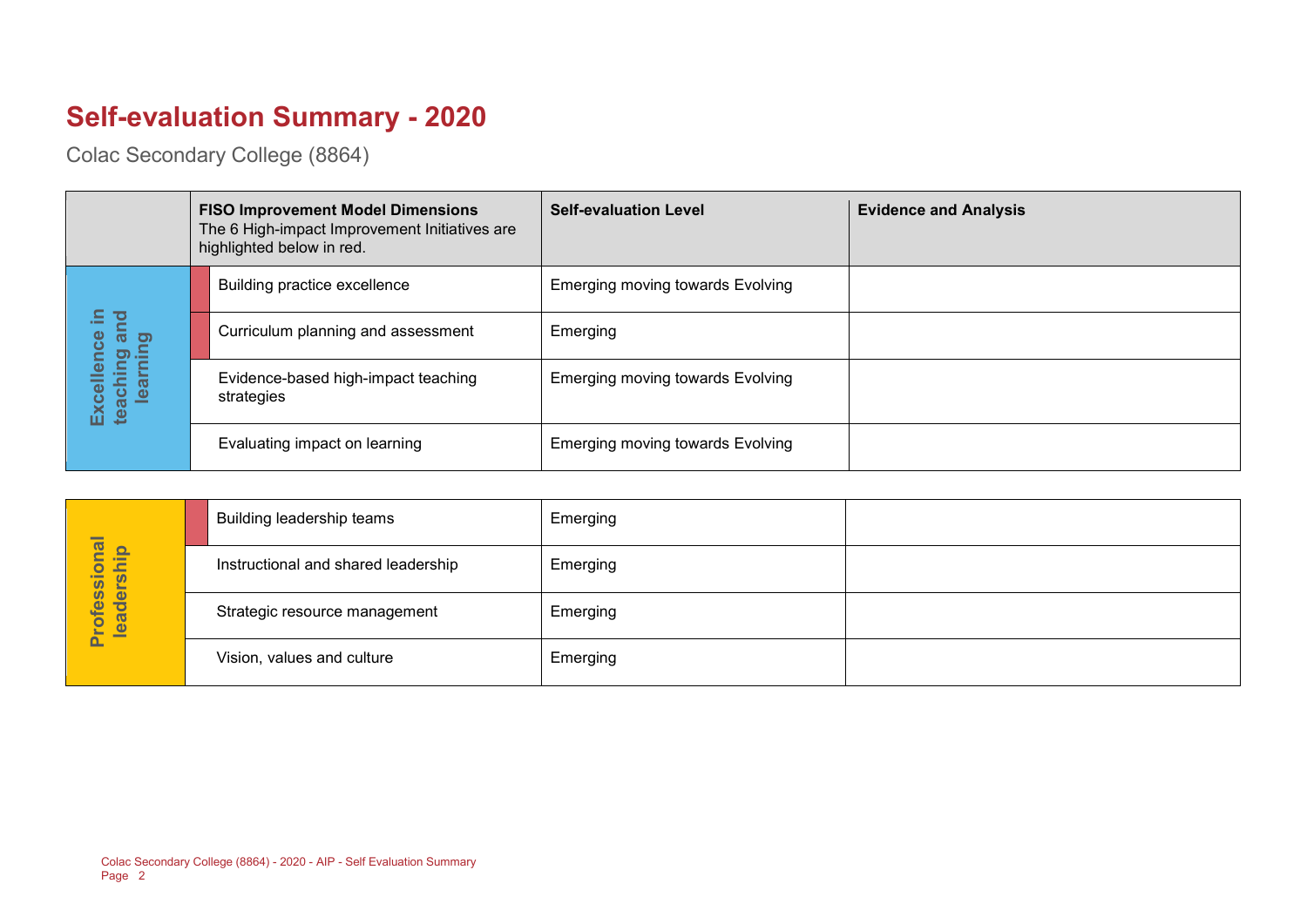# Self-evaluation Summary - 2020

Colac Secondary College (8864)

| | FISO Improvement Model Dimensions<br>The 6 High-impact Improvement Initiatives are highlighted below in red. | Self-evaluation Level | Evidence and Analysis |
|---|---|---|---|
| Excellence in teaching and learning | Building practice excellence | Emerging moving towards Evolving | |
| | Curriculum planning and assessment | Emerging | |
| | Evidence-based high-impact teaching strategies | Emerging moving towards Evolving | |
| | Evaluating impact on learning | Emerging moving towards Evolving | |

| | | | |
|---|---|---|---|
| Professional leadership | Building leadership teams | Emerging | |
| | Instructional and shared leadership | Emerging | |
| | Strategic resource management | Emerging | |
| | Vision, values and culture | Emerging | |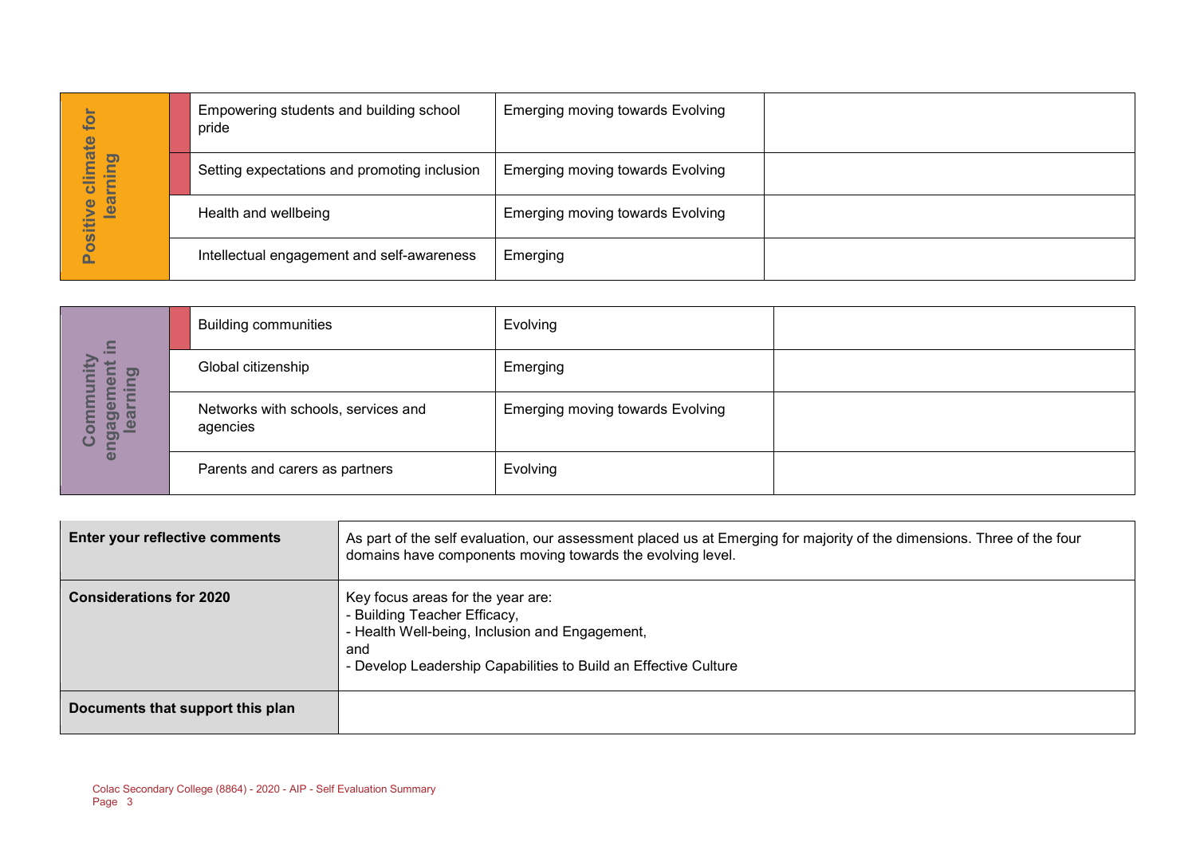| Positive climate for learning | Empowering students and building school pride | Emerging moving towards Evolving | |
|---|---|---|---|
| | Setting expectations and promoting inclusion | Emerging moving towards Evolving | |
| | Health and wellbeing | Emerging moving towards Evolving | |
| | Intellectual engagement and self-awareness | Emerging | |

| Community engagement in learning | Building communities | Evolving | |
|---|---|---|---|
| | Global citizenship | Emerging | |
| | Networks with schools, services and agencies | Emerging moving towards Evolving | |
| | Parents and carers as partners | Evolving | |

| **Enter your reflective comments** | As part of the self evaluation, our assessment placed us at Emerging for majority of the dimensions. Three of the four domains have components moving towards the evolving level. |
|---|---|
| **Considerations for 2020** | Key focus areas for the year are:<br>- Building Teacher Efficacy,<br>- Health Well-being, Inclusion and Engagement,<br>and<br>- Develop Leadership Capabilities to Build an Effective Culture |
| **Documents that support this plan** | |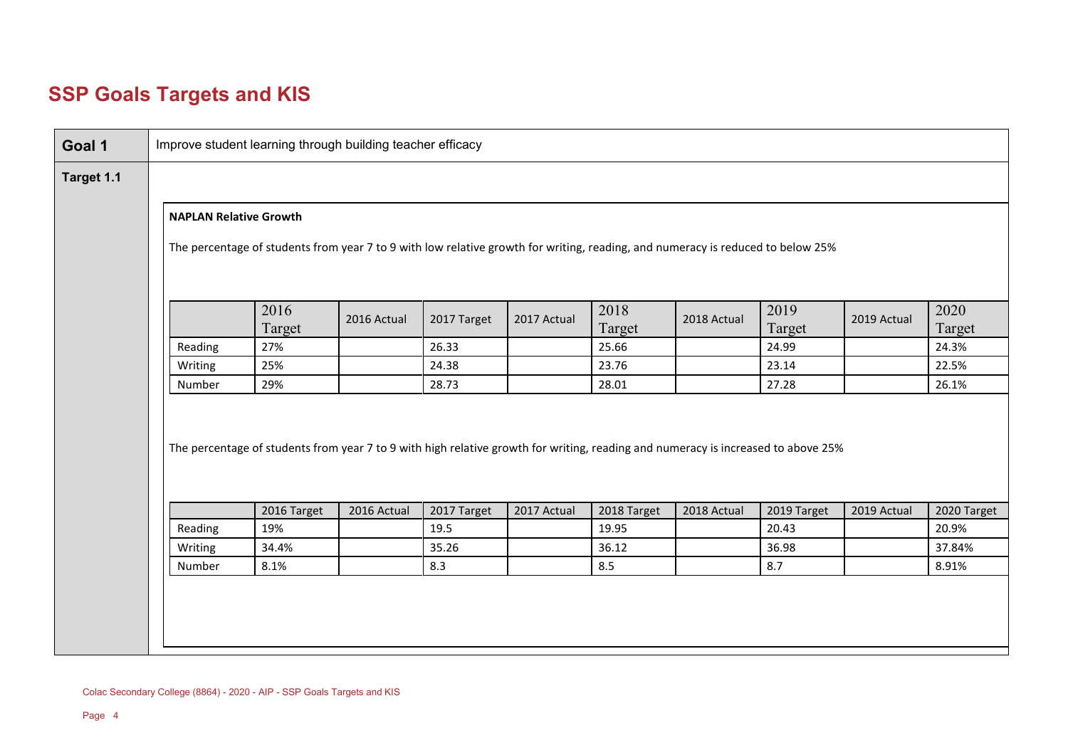## SSP Goals Targets and KIS

| **Goal 1** | Improve student learning through building teacher efficacy |
|---|---|
| **Target 1.1** | |

**NAPLAN Relative Growth**

The percentage of students from year 7 to 9 with low relative growth for writing, reading, and numeracy is reduced to below 25%

| | 2016 Target | 2016 Actual | 2017 Target | 2017 Actual | 2018 Target | 2018 Actual | 2019 Target | 2019 Actual | 2020 Target |
|---|---|---|---|---|---|---|---|---|---|
| Reading | 27% | | 26.33 | | 25.66 | | 24.99 | | 24.3% |
| Writing | 25% | | 24.38 | | 23.76 | | 23.14 | | 22.5% |
| Number | 29% | | 28.73 | | 28.01 | | 27.28 | | 26.1% |

The percentage of students from year 7 to 9 with high relative growth for writing, reading and numeracy is increased to above 25%

| | 2016 Target | 2016 Actual | 2017 Target | 2017 Actual | 2018 Target | 2018 Actual | 2019 Target | 2019 Actual | 2020 Target |
|---|---|---|---|---|---|---|---|---|---|
| Reading | 19% | | 19.5 | | 19.95 | | 20.43 | | 20.9% |
| Writing | 34.4% | | 35.26 | | 36.12 | | 36.98 | | 37.84% |
| Number | 8.1% | | 8.3 | | 8.5 | | 8.7 | | 8.91% |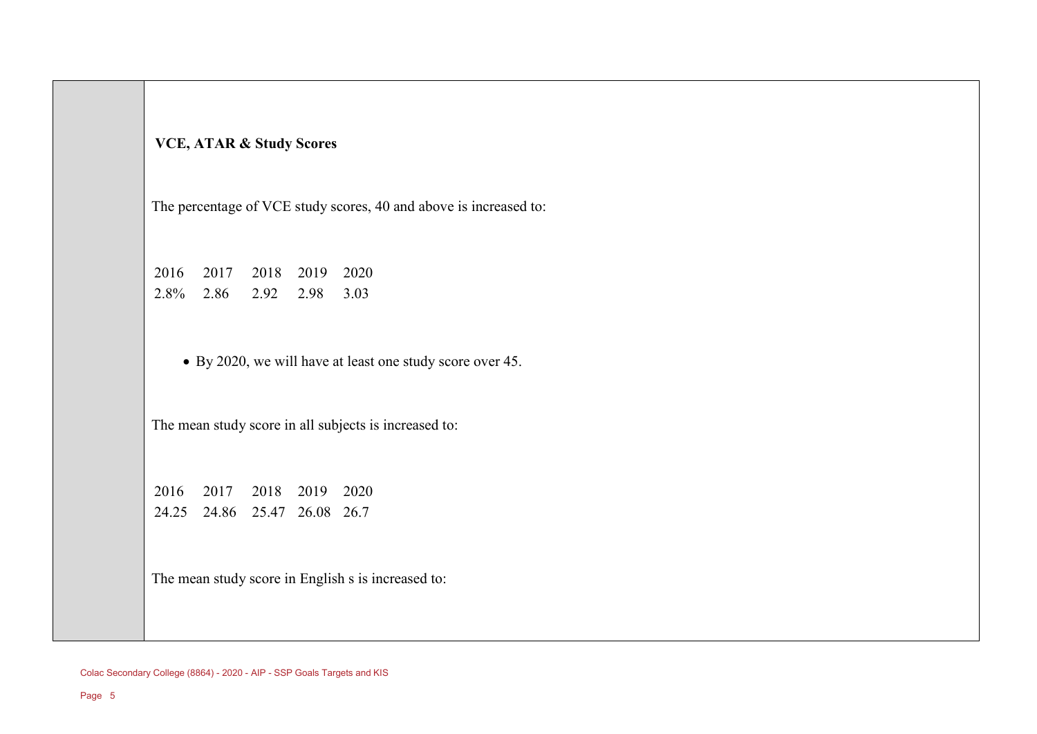**VCE, ATAR & Study Scores**

The percentage of VCE study scores, 40 and above is increased to:

| 2016 | 2017 | 2018 | 2019 | 2020 |
|---|---|---|---|---|
| 2.8% | 2.86 | 2.92 | 2.98 | 3.03 |

- By 2020, we will have at least one study score over 45.

The mean study score in all subjects is increased to:

| 2016 | 2017 | 2018 | 2019 | 2020 |
|---|---|---|---|---|
| 24.25 | 24.86 | 25.47 | 26.08 | 26.7 |

The mean study score in English s is increased to: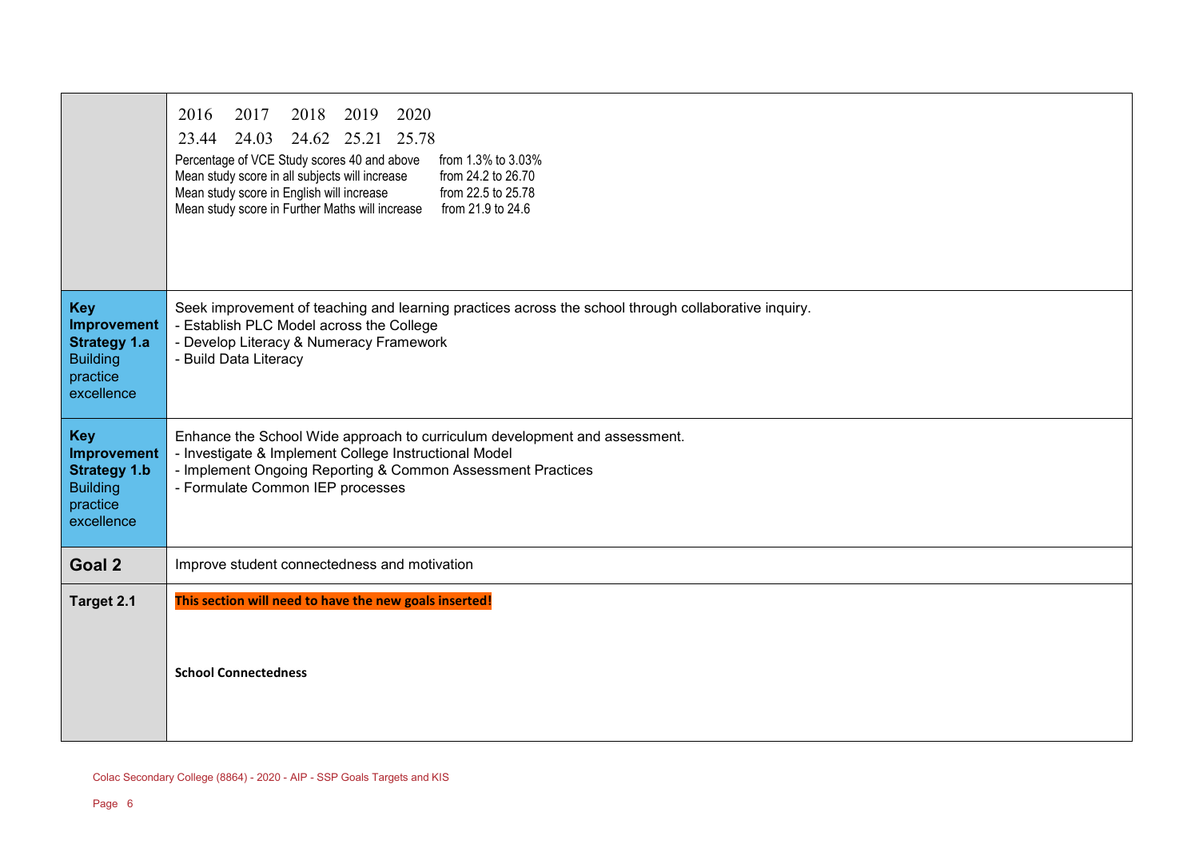| | |
|---|---|
| | 2016 2017 2018 2019 2020<br>23.44 24.03 24.62 25.21 25.78<br>Percentage of VCE Study scores 40 and above from 1.3% to 3.03%<br>Mean study score in all subjects will increase from 24.2 to 26.70<br>Mean study score in English will increase from 22.5 to 25.78<br>Mean study score in Further Maths will increase from 21.9 to 24.6 |
| **Key Improvement Strategy 1.a** Building practice excellence | Seek improvement of teaching and learning practices across the school through collaborative inquiry.<br>- Establish PLC Model across the College<br>- Develop Literacy & Numeracy Framework<br>- Build Data Literacy |
| **Key Improvement Strategy 1.b** Building practice excellence | Enhance the School Wide approach to curriculum development and assessment.<br>- Investigate & Implement College Instructional Model<br>- Implement Ongoing Reporting & Common Assessment Practices<br>- Formulate Common IEP processes |
| **Goal 2** | Improve student connectedness and motivation |
| **Target 2.1** | **This section will need to have the new goals inserted!**<br><br>**School Connectedness** |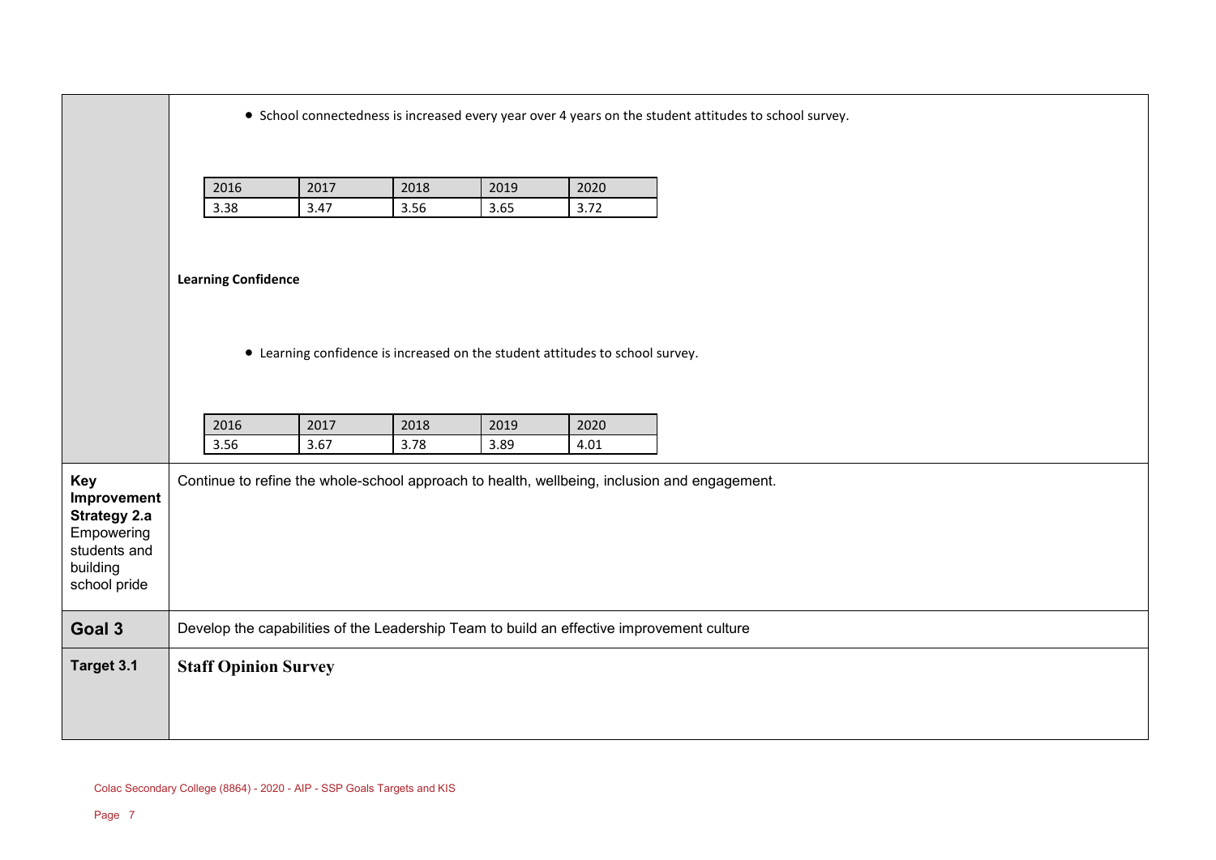- School connectedness is increased every year over 4 years on the student attitudes to school survey.

| 2016 | 2017 | 2018 | 2019 | 2020 |
| --- | --- | --- | --- | --- |
| 3.38 | 3.47 | 3.56 | 3.65 | 3.72 |

**Learning Confidence**

- Learning confidence is increased on the student attitudes to school survey.

| 2016 | 2017 | 2018 | 2019 | 2020 |
| --- | --- | --- | --- | --- |
| 3.56 | 3.67 | 3.78 | 3.89 | 4.01 |

| | |
| --- | --- |
| **Key Improvement Strategy 2.a** Empowering students and building school pride | Continue to refine the whole-school approach to health, wellbeing, inclusion and engagement. |
| **Goal 3** | Develop the capabilities of the Leadership Team to build an effective improvement culture |
| **Target 3.1** | **Staff Opinion Survey** |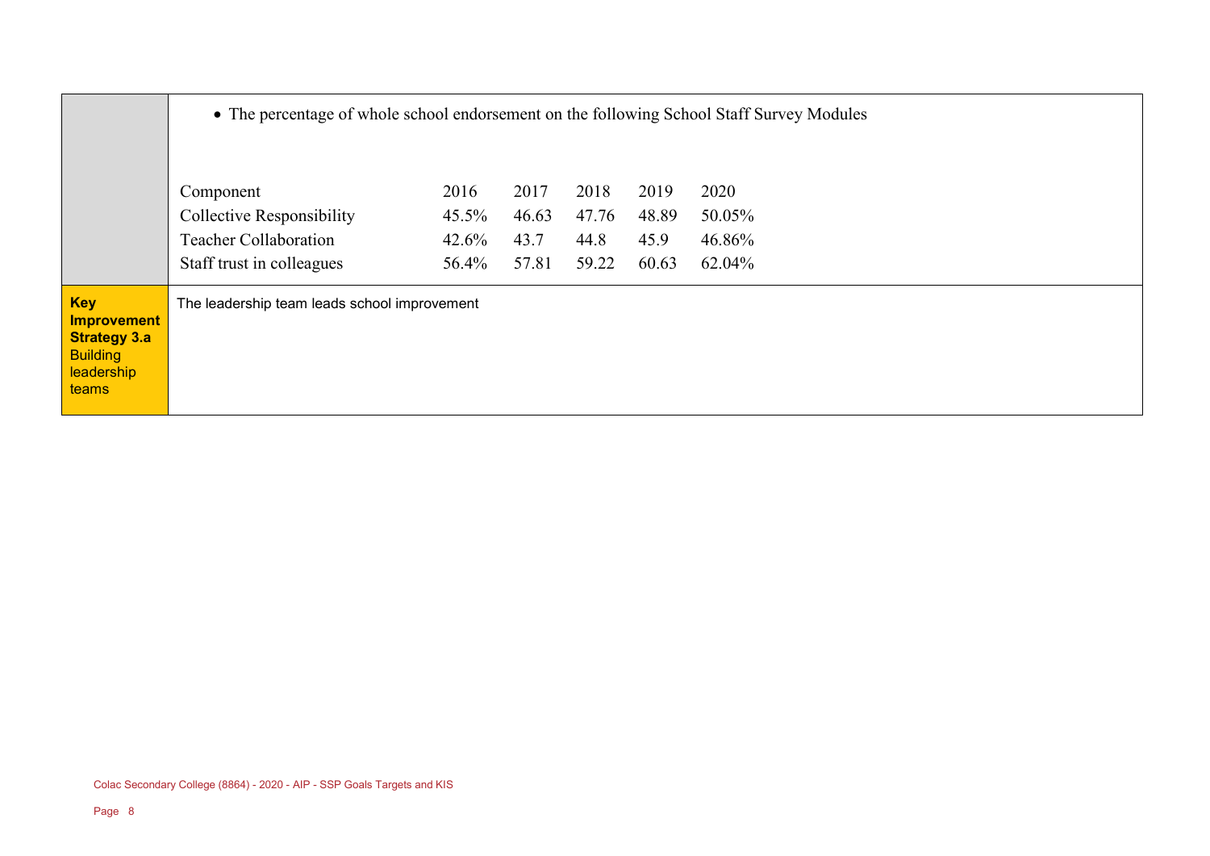| | |
|---|---|
| | • The percentage of whole school endorsement on the following School Staff Survey Modules |

| Component | 2016 | 2017 | 2018 | 2019 | 2020 |
|---|---|---|---|---|---|
| Collective Responsibility | 45.5% | 46.63 | 47.76 | 48.89 | 50.05% |
| Teacher Collaboration | 42.6% | 43.7 | 44.8 | 45.9 | 46.86% |
| Staff trust in colleagues | 56.4% | 57.81 | 59.22 | 60.63 | 62.04% |

| | |
|---|---|
| **Key Improvement Strategy 3.a** Building leadership teams | The leadership team leads school improvement |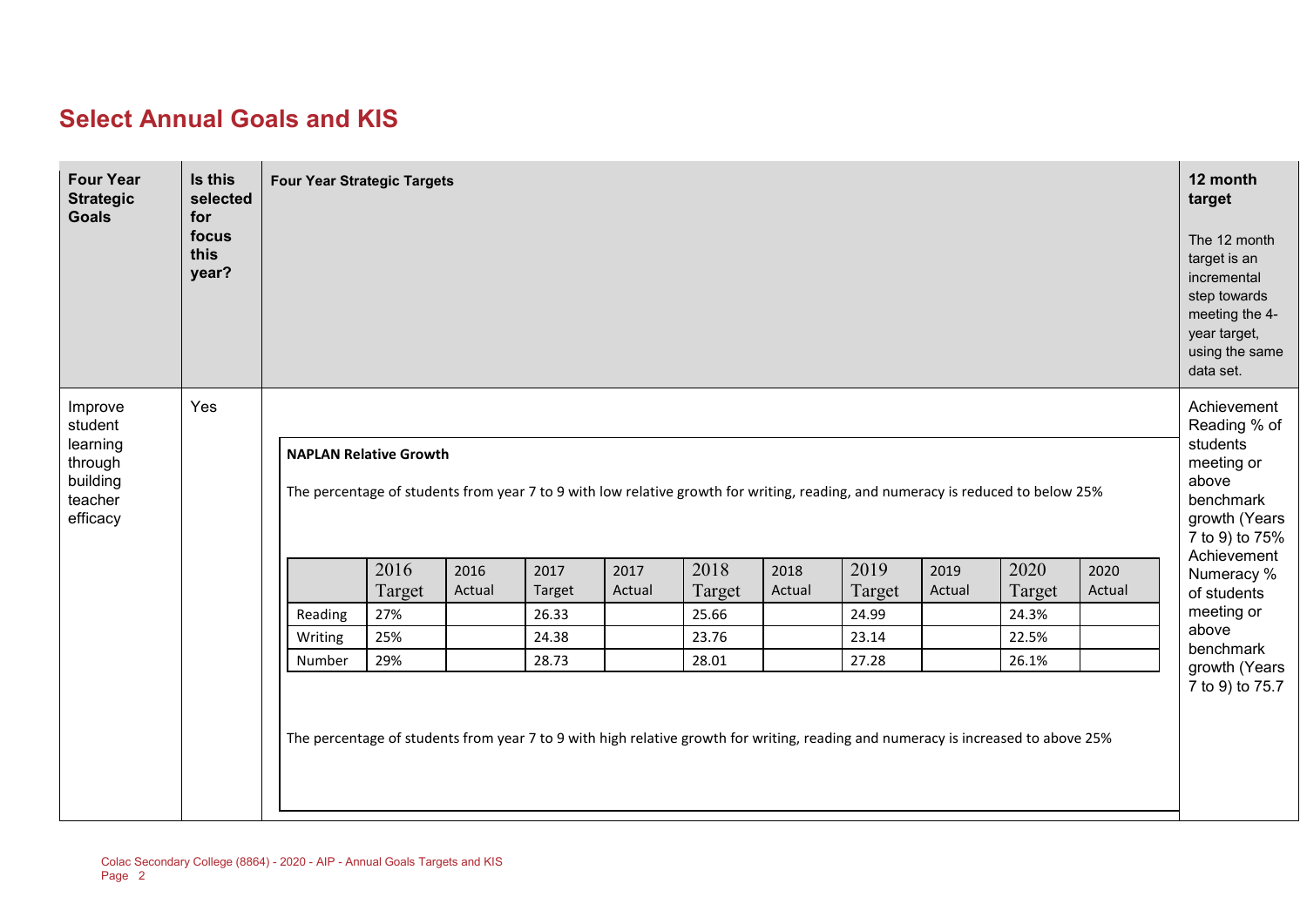## Select Annual Goals and KIS

| Four Year Strategic Goals | Is this selected for focus this year? | Four Year Strategic Targets | 12 month target<br>The 12 month target is an incremental step towards meeting the 4-year target, using the same data set. |
|---|---|---|---|
| Improve student learning through building teacher efficacy | Yes | **NAPLAN Relative Growth**<br>The percentage of students from year 7 to 9 with low relative growth for writing, reading, and numeracy is reduced to below 25%<br>(see table below)<br>The percentage of students from year 7 to 9 with high relative growth for writing, reading and numeracy is increased to above 25% | Achievement Reading % of students meeting or above benchmark growth (Years 7 to 9) to 75%<br>Achievement Numeracy % of students meeting or above benchmark growth (Years 7 to 9) to 75.7 |

| | 2016 Target | 2016 Actual | 2017 Target | 2017 Actual | 2018 Target | 2018 Actual | 2019 Target | 2019 Actual | 2020 Target | 2020 Actual |
|---|---|---|---|---|---|---|---|---|---|---|
| Reading | 27% | | 26.33 | | 25.66 | | 24.99 | | 24.3% | |
| Writing | 25% | | 24.38 | | 23.76 | | 23.14 | | 22.5% | |
| Number | 29% | | 28.73 | | 28.01 | | 27.28 | | 26.1% | |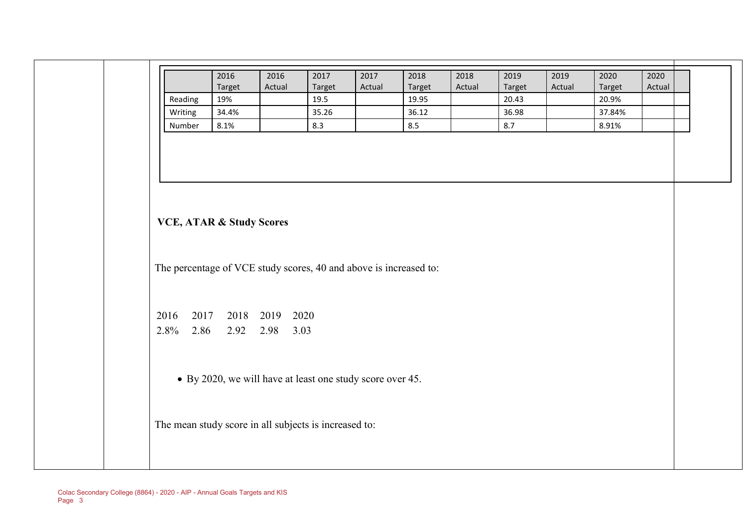| | 2016 Target | 2016 Actual | 2017 Target | 2017 Actual | 2018 Target | 2018 Actual | 2019 Target | 2019 Actual | 2020 Target | 2020 Actual | |
|---|---|---|---|---|---|---|---|---|---|---|---|
| Reading | 19% | | 19.5 | | 19.95 | | 20.43 | | 20.9% | | |
| Writing | 34.4% | | 35.26 | | 36.12 | | 36.98 | | 37.84% | | |
| Number | 8.1% | | 8.3 | | 8.5 | | 8.7 | | 8.91% | | |

**VCE, ATAR & Study Scores**

The percentage of VCE study scores, 40 and above is increased to:

| 2016 | 2017 | 2018 | 2019 | 2020 |
|---|---|---|---|---|
| 2.8% | 2.86 | 2.92 | 2.98 | 3.03 |

- By 2020, we will have at least one study score over 45.

The mean study score in all subjects is increased to: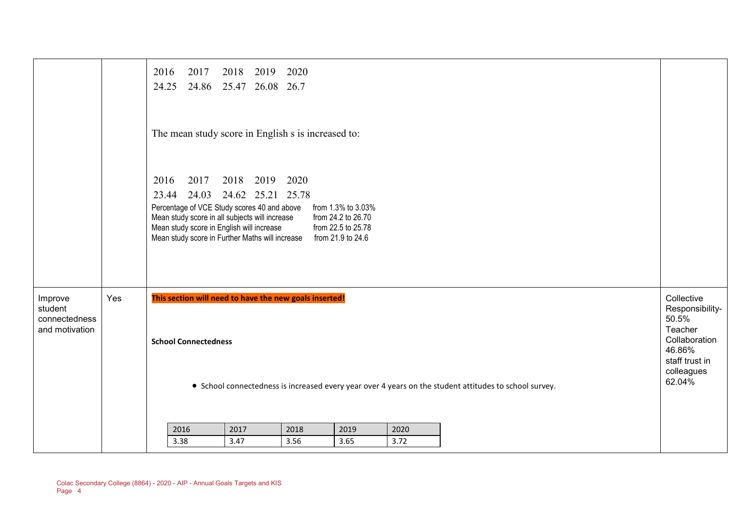| | | | |
|---|---|---|---|
| | | 2016 2017 2018 2019 2020<br>24.25 24.86 25.47 26.08 26.7<br><br>The mean study score in English s is increased to:<br><br>2016 2017 2018 2019 2020<br>23.44 24.03 24.62 25.21 25.78<br>Percentage of VCE Study scores 40 and above from 1.3% to 3.03%<br>Mean study score in all subjects will increase from 24.2 to 26.70<br>Mean study score in English will increase from 22.5 to 25.78<br>Mean study score in Further Maths will increase from 21.9 to 24.6 | |
| Improve student connectedness and motivation | Yes | **This section will need to have the new goals inserted!**<br><br>**School Connectedness**<br><br>• School connectedness is increased every year over 4 years on the student attitudes to school survey.<br><br>2016: 3.38 · 2017: 3.47 · 2018: 3.56 · 2019: 3.65 · 2020: 3.72 | Collective Responsibility- 50.5%<br>Teacher Collaboration 46.86%<br>staff trust in colleagues 62.04% |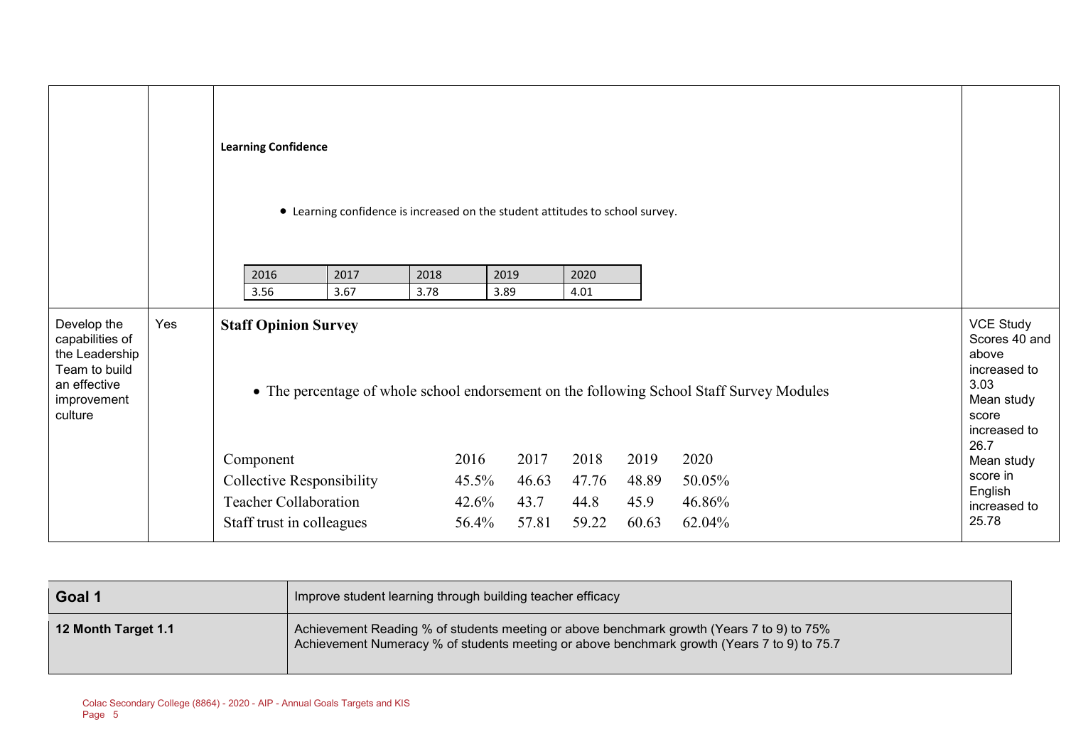| | | | |
|---|---|---|---|
| | | **Learning Confidence**<br><br>• Learning confidence is increased on the student attitudes to school survey.<br><br>2016 \| 2017 \| 2018 \| 2019 \| 2020<br>3.56 \| 3.67 \| 3.78 \| 3.89 \| 4.01 | |
| Develop the capabilities of the Leadership Team to build an effective improvement culture | Yes | **Staff Opinion Survey**<br><br>• The percentage of whole school endorsement on the following School Staff Survey Modules<br><br>Component \| 2016 \| 2017 \| 2018 \| 2019 \| 2020<br>Collective Responsibility \| 45.5% \| 46.63 \| 47.76 \| 48.89 \| 50.05%<br>Teacher Collaboration \| 42.6% \| 43.7 \| 44.8 \| 45.9 \| 46.86%<br>Staff trust in colleagues \| 56.4% \| 57.81 \| 59.22 \| 60.63 \| 62.04% | VCE Study Scores 40 and above increased to 3.03<br>Mean study score increased to 26.7<br>Mean study score in English increased to 25.78 |

| | |
|---|---|
| **Goal 1** | Improve student learning through building teacher efficacy |
| **12 Month Target 1.1** | Achievement Reading % of students meeting or above benchmark growth (Years 7 to 9) to 75%<br>Achievement Numeracy % of students meeting or above benchmark growth (Years 7 to 9) to 75.7 |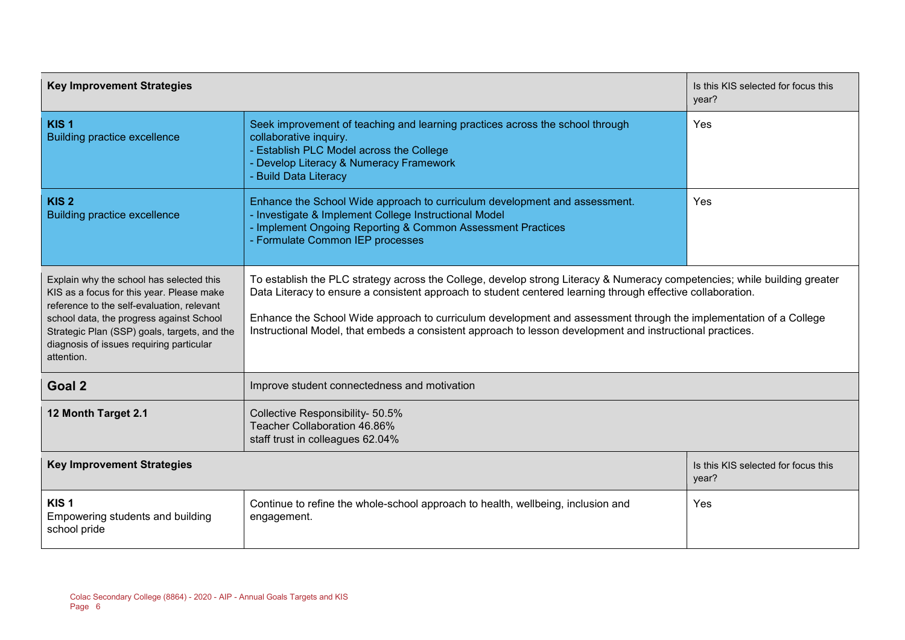| Key Improvement Strategies | | Is this KIS selected for focus this year? |
|---|---|---|
| **KIS 1**<br>Building practice excellence | Seek improvement of teaching and learning practices across the school through collaborative inquiry.<br>- Establish PLC Model across the College<br>- Develop Literacy & Numeracy Framework<br>- Build Data Literacy | Yes |
| **KIS 2**<br>Building practice excellence | Enhance the School Wide approach to curriculum development and assessment.<br>- Investigate & Implement College Instructional Model<br>- Implement Ongoing Reporting & Common Assessment Practices<br>- Formulate Common IEP processes | Yes |
| Explain why the school has selected this KIS as a focus for this year. Please make reference to the self-evaluation, relevant school data, the progress against School Strategic Plan (SSP) goals, targets, and the diagnosis of issues requiring particular attention. | To establish the PLC strategy across the College, develop strong Literacy & Numeracy competencies; while building greater Data Literacy to ensure a consistent approach to student centered learning through effective collaboration.<br><br>Enhance the School Wide approach to curriculum development and assessment through the implementation of a College Instructional Model, that embeds a consistent approach to lesson development and instructional practices. | |

| **Goal 2** | Improve student connectedness and motivation |
|---|---|
| **12 Month Target 2.1** | Collective Responsibility- 50.5%<br>Teacher Collaboration 46.86%<br>staff trust in colleagues 62.04% |

| Key Improvement Strategies | | Is this KIS selected for focus this year? |
|---|---|---|
| **KIS 1**<br>Empowering students and building school pride | Continue to refine the whole-school approach to health, wellbeing, inclusion and engagement. | Yes |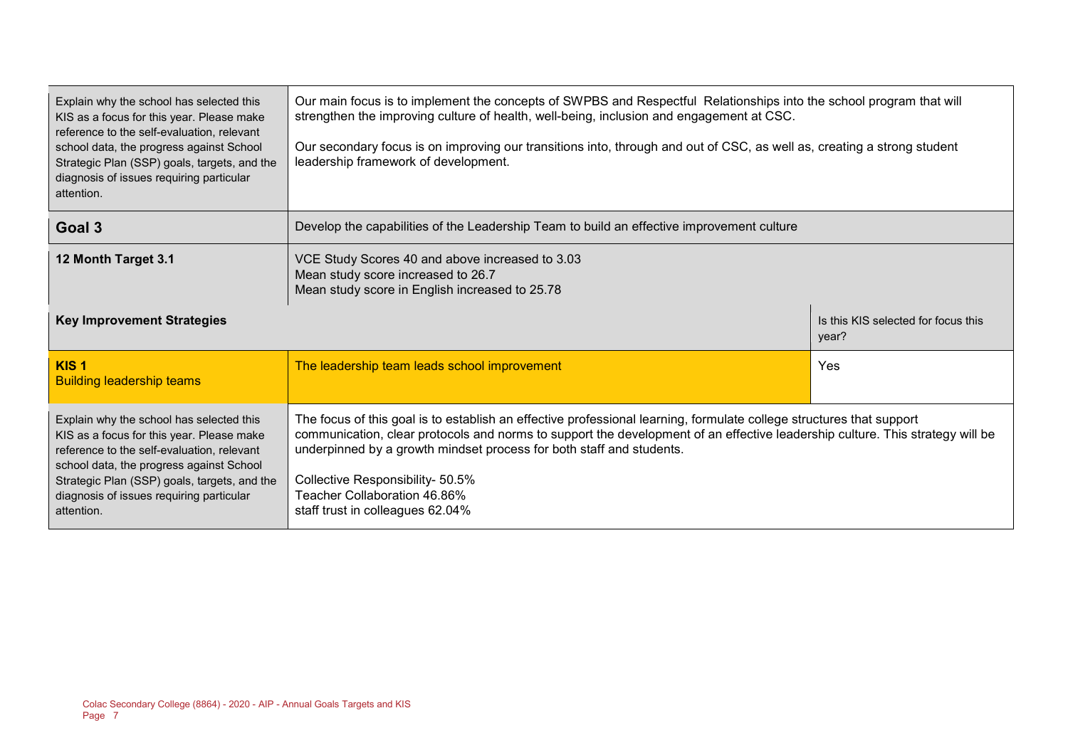| | | |
|---|---|---|
| Explain why the school has selected this KIS as a focus for this year. Please make reference to the self-evaluation, relevant school data, the progress against School Strategic Plan (SSP) goals, targets, and the diagnosis of issues requiring particular attention. | Our main focus is to implement the concepts of SWPBS and Respectful Relationships into the school program that will strengthen the improving culture of health, well-being, inclusion and engagement at CSC.<br><br>Our secondary focus is on improving our transitions into, through and out of CSC, as well as, creating a strong student leadership framework of development. | |
| **Goal 3** | Develop the capabilities of the Leadership Team to build an effective improvement culture | |
| **12 Month Target 3.1** | VCE Study Scores 40 and above increased to 3.03<br>Mean study score increased to 26.7<br>Mean study score in English increased to 25.78 | |
| **Key Improvement Strategies** | | Is this KIS selected for focus this year? |
| **KIS 1**<br>Building leadership teams | The leadership team leads school improvement | Yes |
| Explain why the school has selected this KIS as a focus for this year. Please make reference to the self-evaluation, relevant school data, the progress against School Strategic Plan (SSP) goals, targets, and the diagnosis of issues requiring particular attention. | The focus of this goal is to establish an effective professional learning, formulate college structures that support communication, clear protocols and norms to support the development of an effective leadership culture. This strategy will be underpinned by a growth mindset process for both staff and students.<br><br>Collective Responsibility- 50.5%<br>Teacher Collaboration 46.86%<br>staff trust in colleagues 62.04% | |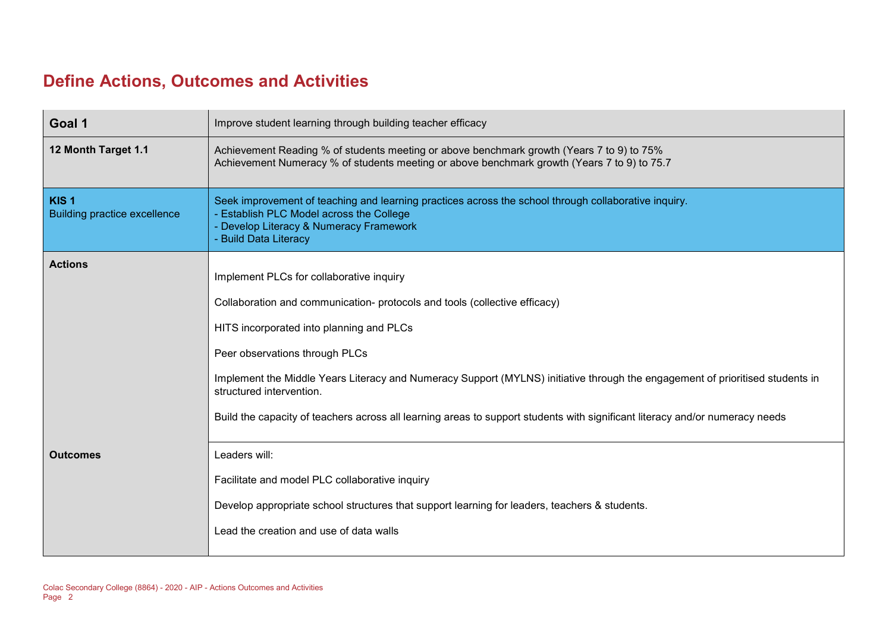# Define Actions, Outcomes and Activities

| Goal 1 | Improve student learning through building teacher efficacy |
|---|---|
| **12 Month Target 1.1** | Achievement Reading % of students meeting or above benchmark growth (Years 7 to 9) to 75%<br>Achievement Numeracy % of students meeting or above benchmark growth (Years 7 to 9) to 75.7 |
| **KIS 1**<br>Building practice excellence | Seek improvement of teaching and learning practices across the school through collaborative inquiry.<br>- Establish PLC Model across the College<br>- Develop Literacy & Numeracy Framework<br>- Build Data Literacy |
| **Actions** | Implement PLCs for collaborative inquiry<br><br>Collaboration and communication- protocols and tools (collective efficacy)<br><br>HITS incorporated into planning and PLCs<br><br>Peer observations through PLCs<br><br>Implement the Middle Years Literacy and Numeracy Support (MYLNS) initiative through the engagement of prioritised students in structured intervention.<br><br>Build the capacity of teachers across all learning areas to support students with significant literacy and/or numeracy needs |
| **Outcomes** | Leaders will:<br><br>Facilitate and model PLC collaborative inquiry<br><br>Develop appropriate school structures that support learning for leaders, teachers & students.<br><br>Lead the creation and use of data walls |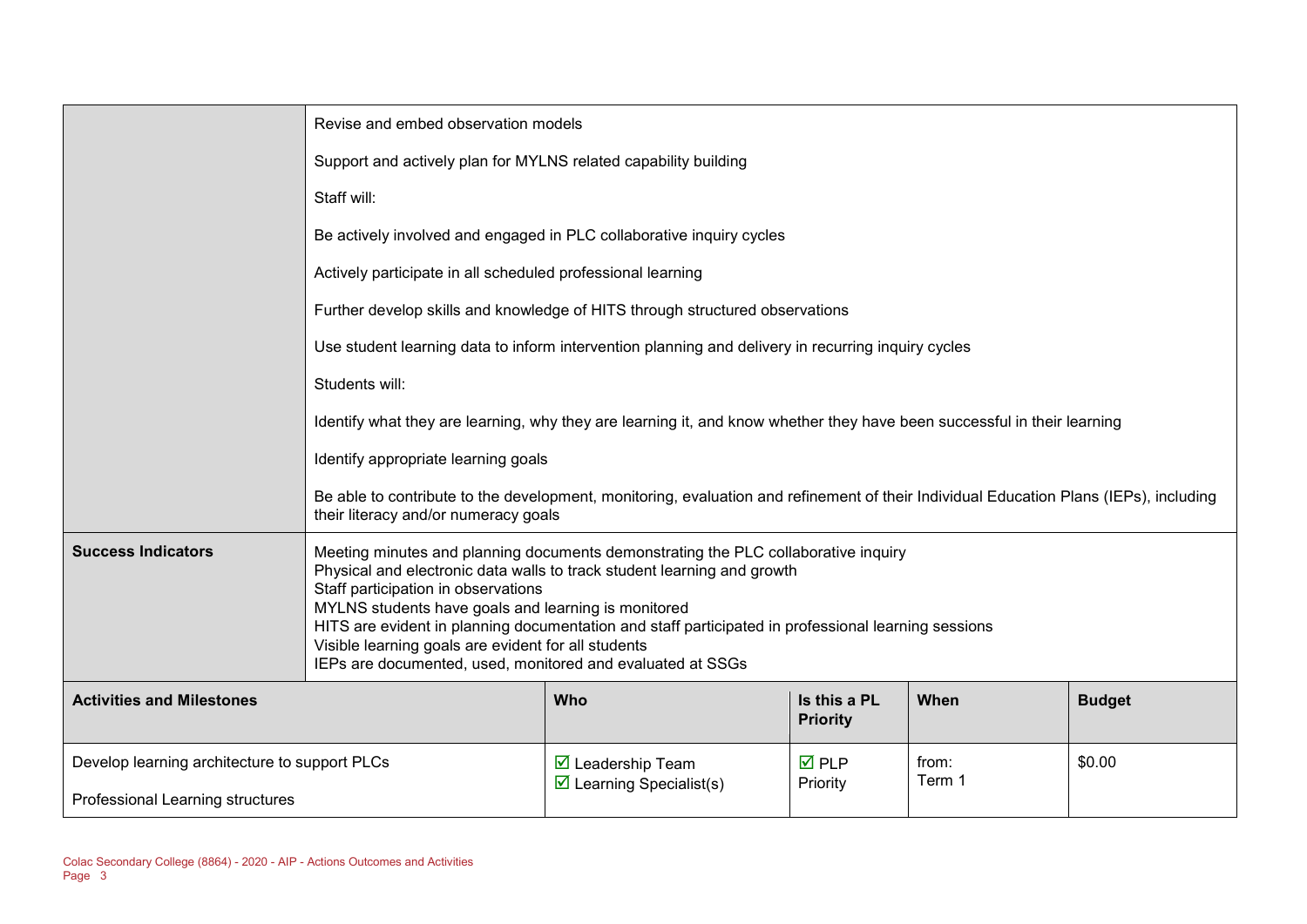| | |
|---|---|
| | Revise and embed observation models<br><br>Support and actively plan for MYLNS related capability building<br><br>Staff will:<br><br>Be actively involved and engaged in PLC collaborative inquiry cycles<br><br>Actively participate in all scheduled professional learning<br><br>Further develop skills and knowledge of HITS through structured observations<br><br>Use student learning data to inform intervention planning and delivery in recurring inquiry cycles<br><br>Students will:<br><br>Identify what they are learning, why they are learning it, and know whether they have been successful in their learning<br><br>Identify appropriate learning goals<br><br>Be able to contribute to the development, monitoring, evaluation and refinement of their Individual Education Plans (IEPs), including their literacy and/or numeracy goals |
| **Success Indicators** | Meeting minutes and planning documents demonstrating the PLC collaborative inquiry<br>Physical and electronic data walls to track student learning and growth<br>Staff participation in observations<br>MYLNS students have goals and learning is monitored<br>HITS are evident in planning documentation and staff participated in professional learning sessions<br>Visible learning goals are evident for all students<br>IEPs are documented, used, monitored and evaluated at SSGs |

| **Activities and Milestones** | **Who** | **Is this a PL Priority** | **When** | **Budget** |
|---|---|---|---|---|
| Develop learning architecture to support PLCs<br><br>Professional Learning structures | ☑ Leadership Team<br>☑ Learning Specialist(s) | ☑ PLP Priority | from:<br>Term 1 | $0.00 |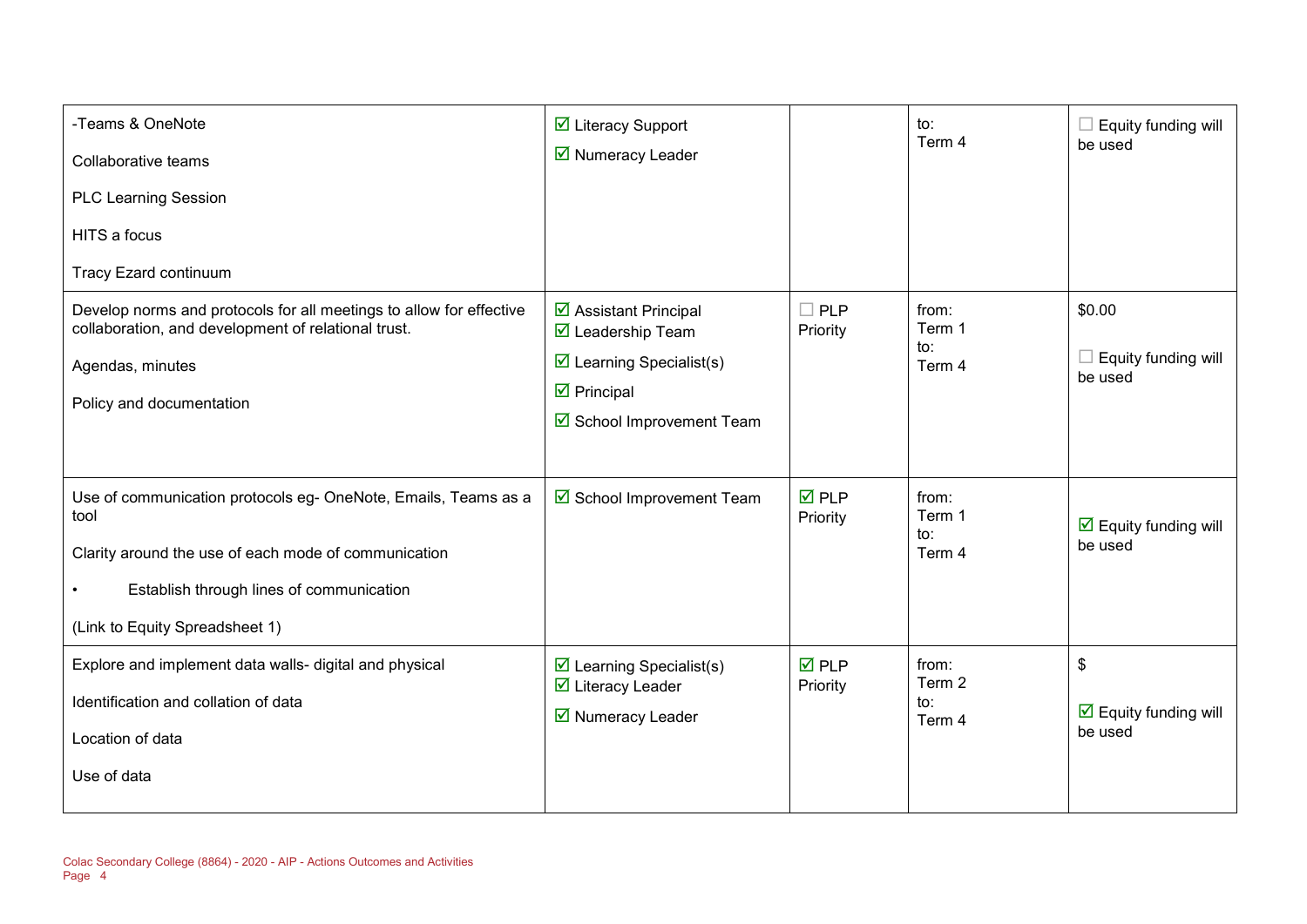| | | | | |
|---|---|---|---|---|
| -Teams & OneNote<br><br>Collaborative teams<br><br>PLC Learning Session<br><br>HITS a focus<br><br>Tracy Ezard continuum | ☑ Literacy Support<br>☑ Numeracy Leader | | to:<br>Term 4 | ☐ Equity funding will be used |
| Develop norms and protocols for all meetings to allow for effective collaboration, and development of relational trust.<br><br>Agendas, minutes<br><br>Policy and documentation | ☑ Assistant Principal<br>☑ Leadership Team<br>☑ Learning Specialist(s)<br>☑ Principal<br>☑ School Improvement Team | ☐ PLP Priority | from:<br>Term 1<br>to:<br>Term 4 | $0.00<br><br>☐ Equity funding will be used |
| Use of communication protocols eg- OneNote, Emails, Teams as a tool<br><br>Clarity around the use of each mode of communication<br><br>• Establish through lines of communication<br><br>(Link to Equity Spreadsheet 1) | ☑ School Improvement Team | ☑ PLP Priority | from:<br>Term 1<br>to:<br>Term 4 | ☑ Equity funding will be used |
| Explore and implement data walls- digital and physical<br><br>Identification and collation of data<br><br>Location of data<br><br>Use of data | ☑ Learning Specialist(s)<br>☑ Literacy Leader<br>☑ Numeracy Leader | ☑ PLP Priority | from:<br>Term 2<br>to:<br>Term 4 | $<br><br>☑ Equity funding will be used |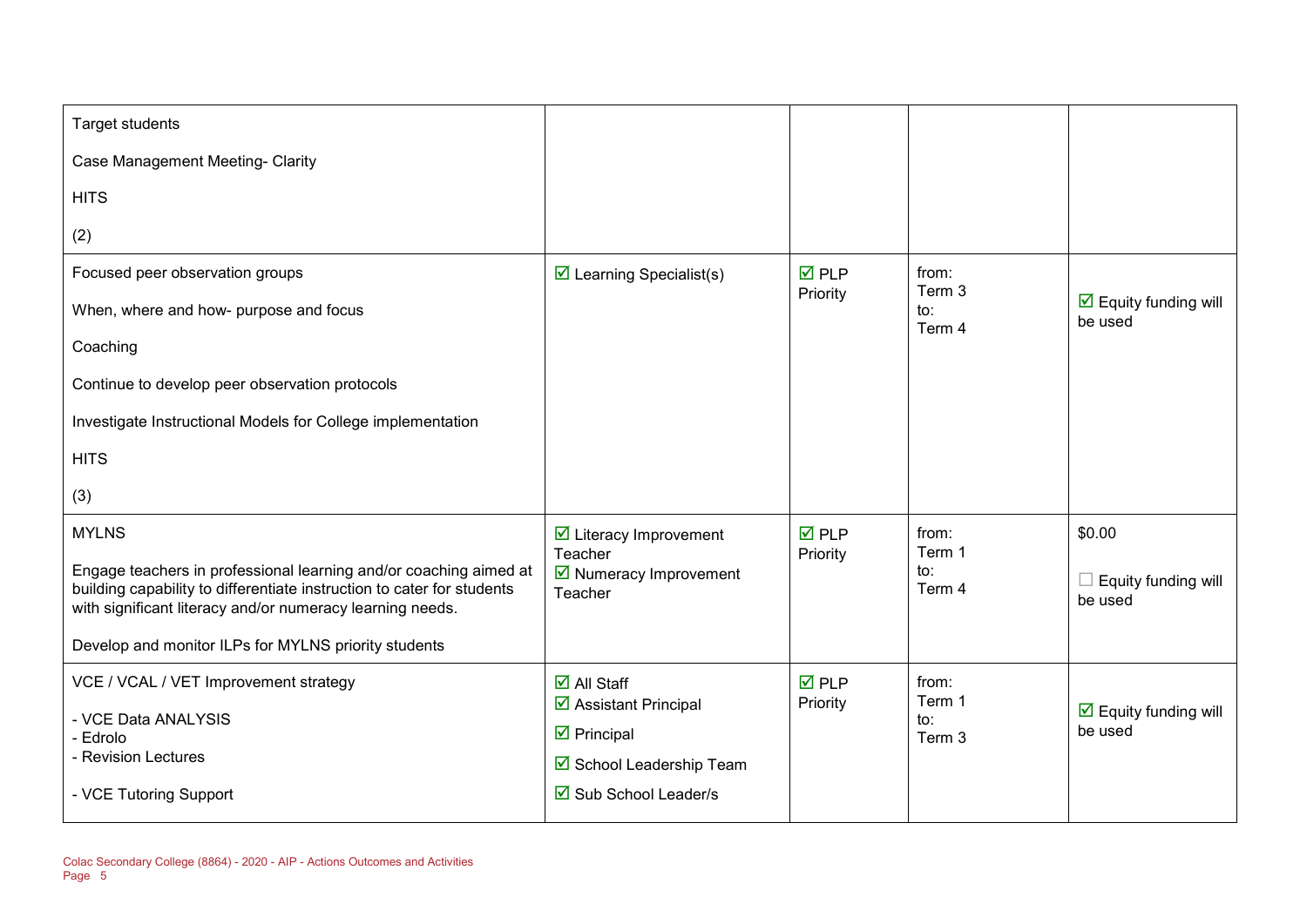| | | | | |
|---|---|---|---|---|
| Target students<br><br>Case Management Meeting- Clarity<br><br>HITS<br><br>(2) | | | | |
| Focused peer observation groups<br><br>When, where and how- purpose and focus<br><br>Coaching<br><br>Continue to develop peer observation protocols<br><br>Investigate Instructional Models for College implementation<br><br>HITS<br><br>(3) | ☑ Learning Specialist(s) | ☑ PLP Priority | from:<br>Term 3<br>to:<br>Term 4 | ☑ Equity funding will be used |
| MYLNS<br><br>Engage teachers in professional learning and/or coaching aimed at building capability to differentiate instruction to cater for students with significant literacy and/or numeracy learning needs.<br><br>Develop and monitor ILPs for MYLNS priority students | ☑ Literacy Improvement Teacher<br>☑ Numeracy Improvement Teacher | ☑ PLP Priority | from:<br>Term 1<br>to:<br>Term 4 | $0.00<br><br>☐ Equity funding will be used |
| VCE / VCAL / VET Improvement strategy<br><br>- VCE Data ANALYSIS<br>- Edrolo<br>- Revision Lectures<br><br>- VCE Tutoring Support | ☑ All Staff<br>☑ Assistant Principal<br>☑ Principal<br>☑ School Leadership Team<br>☑ Sub School Leader/s | ☑ PLP Priority | from:<br>Term 1<br>to:<br>Term 3 | ☑ Equity funding will be used |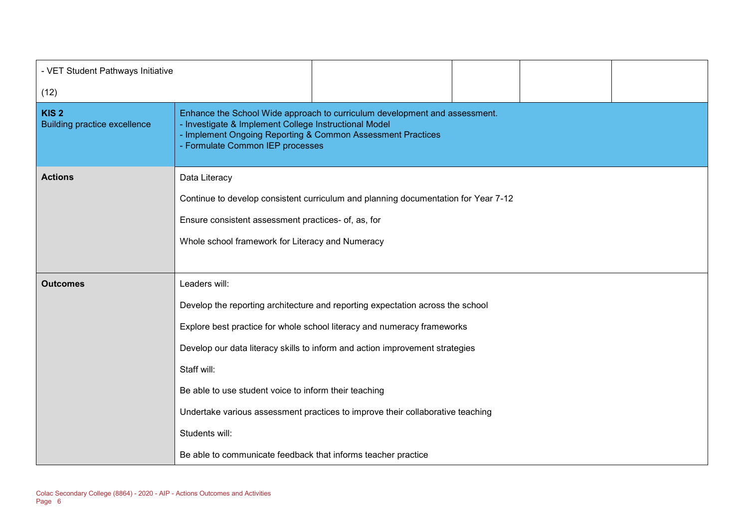| - VET Student Pathways Initiative<br><br>(12) | | | | | |
|---|---|---|---|---|---|
| **KIS 2**<br>Building practice excellence | Enhance the School Wide approach to curriculum development and assessment.<br>- Investigate & Implement College Instructional Model<br>- Implement Ongoing Reporting & Common Assessment Practices<br>- Formulate Common IEP processes | | | | |
| **Actions** | Data Literacy<br><br>Continue to develop consistent curriculum and planning documentation for Year 7-12<br><br>Ensure consistent assessment practices- of, as, for<br><br>Whole school framework for Literacy and Numeracy | | | | |
| **Outcomes** | Leaders will:<br><br>Develop the reporting architecture and reporting expectation across the school<br><br>Explore best practice for whole school literacy and numeracy frameworks<br><br>Develop our data literacy skills to inform and action improvement strategies<br><br>Staff will:<br><br>Be able to use student voice to inform their teaching<br><br>Undertake various assessment practices to improve their collaborative teaching<br><br>Students will:<br><br>Be able to communicate feedback that informs teacher practice | | | | |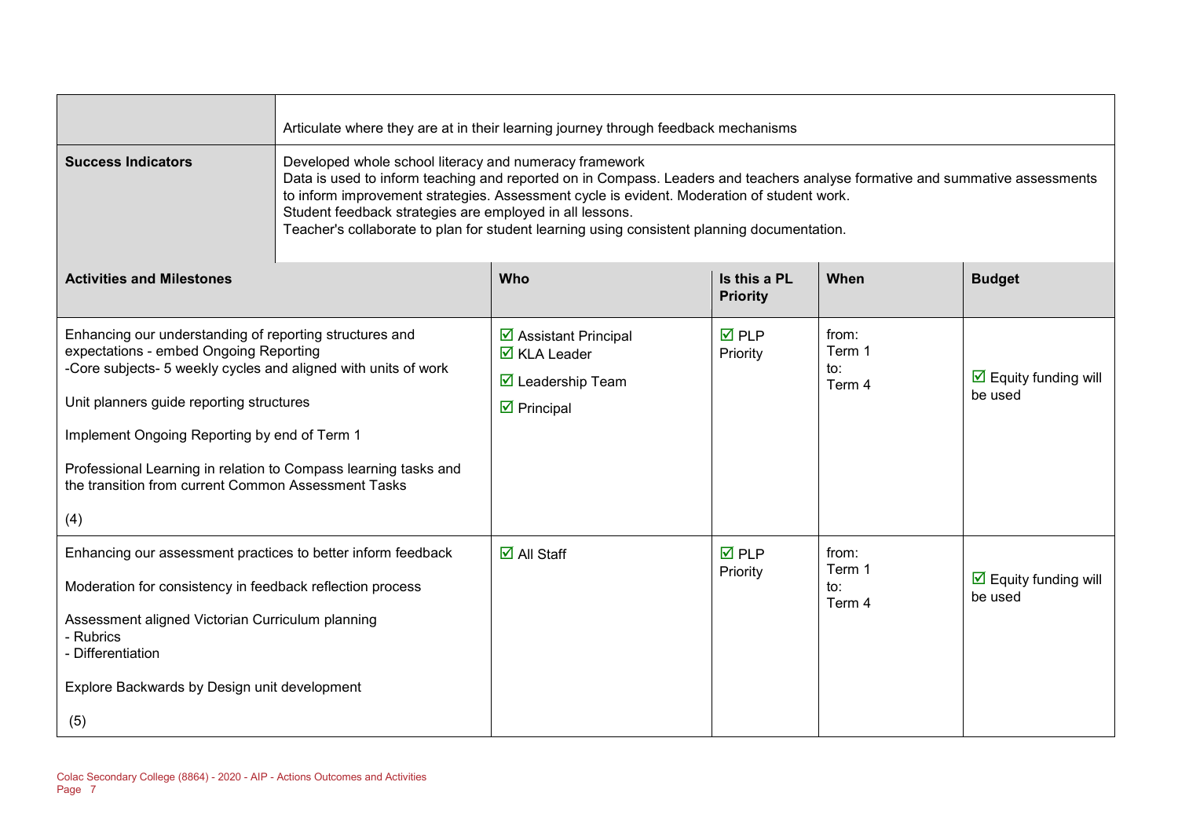| | Articulate where they are at in their learning journey through feedback mechanisms | | | |
|---|---|---|---|---|
| **Success Indicators** | Developed whole school literacy and numeracy framework<br>Data is used to inform teaching and reported on in Compass. Leaders and teachers analyse formative and summative assessments to inform improvement strategies. Assessment cycle is evident. Moderation of student work.<br>Student feedback strategies are employed in all lessons.<br>Teacher's collaborate to plan for student learning using consistent planning documentation. | | | |

| **Activities and Milestones** | **Who** | **Is this a PL Priority** | **When** | **Budget** |
|---|---|---|---|---|
| Enhancing our understanding of reporting structures and expectations - embed Ongoing Reporting<br>-Core subjects- 5 weekly cycles and aligned with units of work<br><br>Unit planners guide reporting structures<br><br>Implement Ongoing Reporting by end of Term 1<br><br>Professional Learning in relation to Compass learning tasks and the transition from current Common Assessment Tasks<br><br>(4) | ☑ Assistant Principal<br>☑ KLA Leader<br>☑ Leadership Team<br>☑ Principal | ☑ PLP Priority | from: Term 1<br>to: Term 4 | ☑ Equity funding will be used |
| Enhancing our assessment practices to better inform feedback<br><br>Moderation for consistency in feedback reflection process<br><br>Assessment aligned Victorian Curriculum planning<br>- Rubrics<br>- Differentiation<br><br>Explore Backwards by Design unit development<br><br>(5) | ☑ All Staff | ☑ PLP Priority | from: Term 1<br>to: Term 4 | ☑ Equity funding will be used |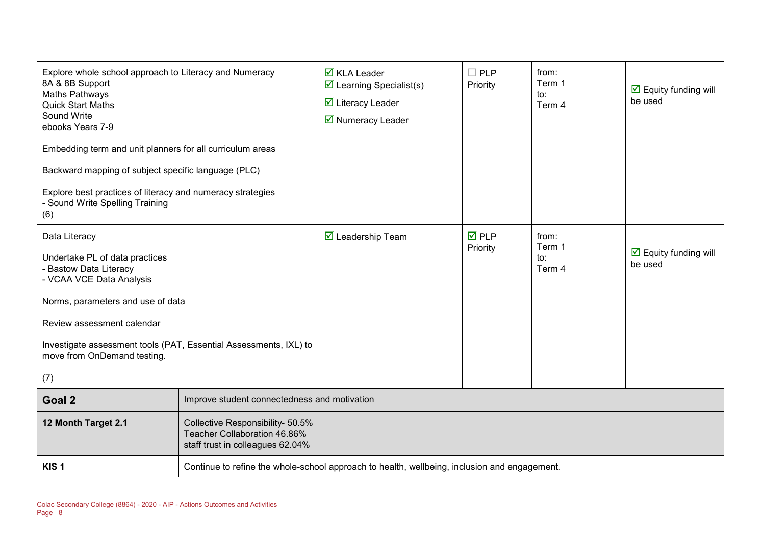| | | | | |
|---|---|---|---|---|
| Explore whole school approach to Literacy and Numeracy<br>8A & 8B Support<br>Maths Pathways<br>Quick Start Maths<br>Sound Write<br>ebooks Years 7-9<br><br>Embedding term and unit planners for all curriculum areas<br><br>Backward mapping of subject specific language (PLC)<br><br>Explore best practices of literacy and numeracy strategies<br>- Sound Write Spelling Training<br>(6) | ☑ KLA Leader<br>☑ Learning Specialist(s)<br>☑ Literacy Leader<br>☑ Numeracy Leader | ☐ PLP Priority | from:<br>Term 1<br>to:<br>Term 4 | ☑ Equity funding will be used |
| Data Literacy<br><br>Undertake PL of data practices<br>- Bastow Data Literacy<br>- VCAA VCE Data Analysis<br><br>Norms, parameters and use of data<br><br>Review assessment calendar<br><br>Investigate assessment tools (PAT, Essential Assessments, IXL) to move from OnDemand testing.<br><br>(7) | ☑ Leadership Team | ☑ PLP Priority | from:<br>Term 1<br>to:<br>Term 4 | ☑ Equity funding will be used |

| | |
|---|---|
| **Goal 2** | Improve student connectedness and motivation |
| **12 Month Target 2.1** | Collective Responsibility- 50.5%<br>Teacher Collaboration 46.86%<br>staff trust in colleagues 62.04% |
| **KIS 1** | Continue to refine the whole-school approach to health, wellbeing, inclusion and engagement. |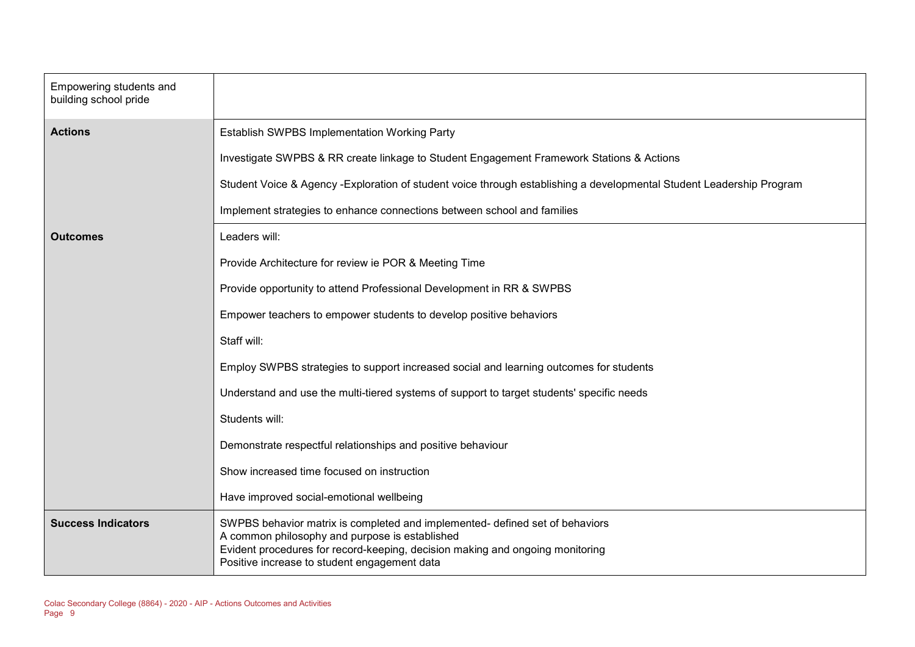| Empowering students and building school pride | |
|---|---|
| **Actions** | Establish SWPBS Implementation Working Party<br><br>Investigate SWPBS & RR create linkage to Student Engagement Framework Stations & Actions<br><br>Student Voice & Agency -Exploration of student voice through establishing a developmental Student Leadership Program<br><br>Implement strategies to enhance connections between school and families |
| **Outcomes** | Leaders will:<br><br>Provide Architecture for review ie POR & Meeting Time<br><br>Provide opportunity to attend Professional Development in RR & SWPBS<br><br>Empower teachers to empower students to develop positive behaviors<br><br>Staff will:<br><br>Employ SWPBS strategies to support increased social and learning outcomes for students<br><br>Understand and use the multi-tiered systems of support to target students' specific needs<br><br>Students will:<br><br>Demonstrate respectful relationships and positive behaviour<br><br>Show increased time focused on instruction<br><br>Have improved social-emotional wellbeing |
| **Success Indicators** | SWPBS behavior matrix is completed and implemented- defined set of behaviors<br>A common philosophy and purpose is established<br>Evident procedures for record-keeping, decision making and ongoing monitoring<br>Positive increase to student engagement data |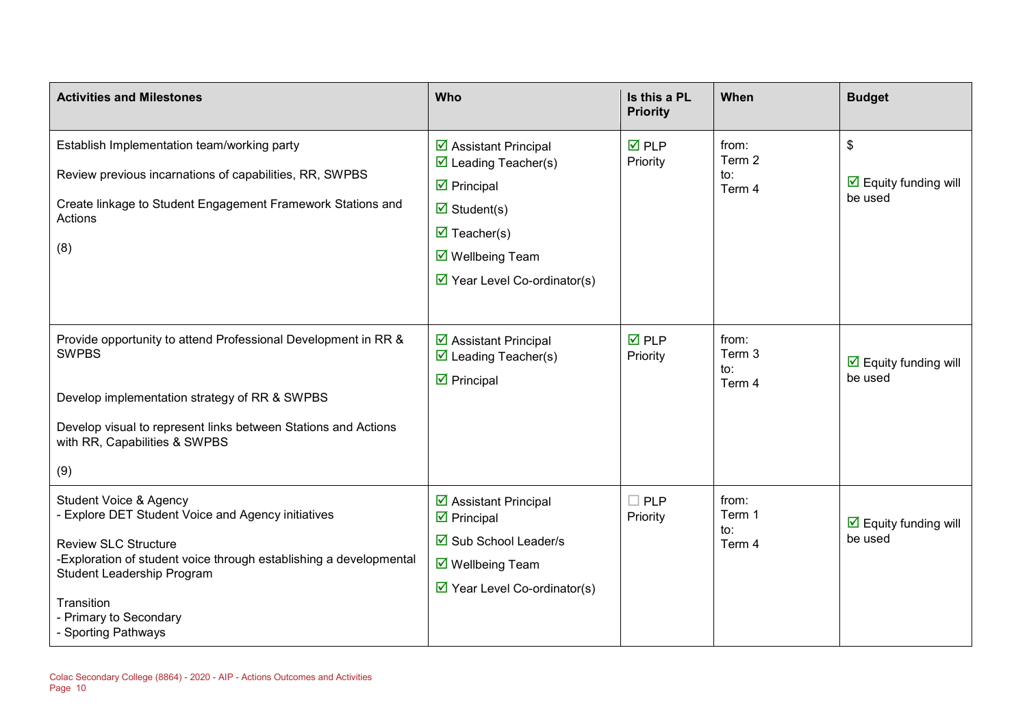| Activities and Milestones | Who | Is this a PL Priority | When | Budget |
|---|---|---|---|---|
| Establish Implementation team/working party<br><br>Review previous incarnations of capabilities, RR, SWPBS<br><br>Create linkage to Student Engagement Framework Stations and Actions<br><br>(8) | ☑ Assistant Principal<br>☑ Leading Teacher(s)<br>☑ Principal<br>☑ Student(s)<br>☑ Teacher(s)<br>☑ Wellbeing Team<br>☑ Year Level Co-ordinator(s) | ☑ PLP Priority | from:<br>Term 2<br>to:<br>Term 4 | $<br><br>☑ Equity funding will be used |
| Provide opportunity to attend Professional Development in RR & SWPBS<br><br>Develop implementation strategy of RR & SWPBS<br><br>Develop visual to represent links between Stations and Actions with RR, Capabilities & SWPBS<br><br>(9) | ☑ Assistant Principal<br>☑ Leading Teacher(s)<br>☑ Principal | ☑ PLP Priority | from:<br>Term 3<br>to:<br>Term 4 | ☑ Equity funding will be used |
| Student Voice & Agency<br>- Explore DET Student Voice and Agency initiatives<br><br>Review SLC Structure<br>-Exploration of student voice through establishing a developmental Student Leadership Program<br><br>Transition<br>- Primary to Secondary<br>- Sporting Pathways | ☑ Assistant Principal<br>☑ Principal<br>☑ Sub School Leader/s<br>☑ Wellbeing Team<br>☑ Year Level Co-ordinator(s) | ☐ PLP Priority | from:<br>Term 1<br>to:<br>Term 4 | ☑ Equity funding will be used |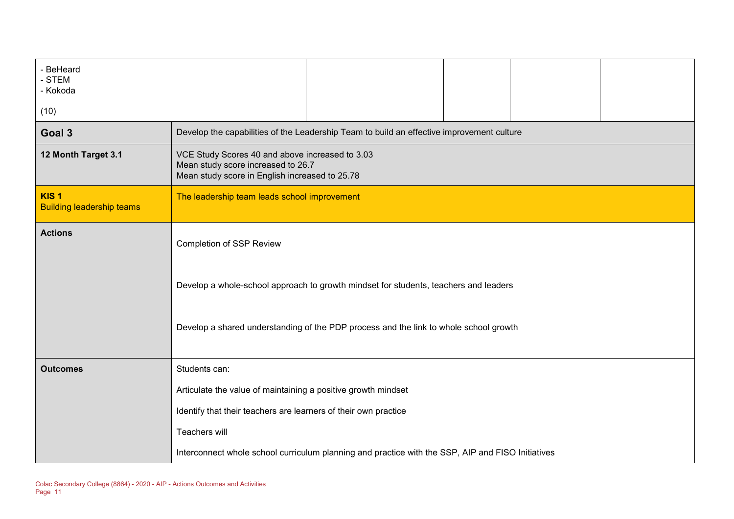| - BeHeard<br>- STEM<br>- Kokoda<br><br>(10) | | | | |
|---|---|---|---|---|

| **Goal 3** | Develop the capabilities of the Leadership Team to build an effective improvement culture |
|---|---|
| **12 Month Target 3.1** | VCE Study Scores 40 and above increased to 3.03<br>Mean study score increased to 26.7<br>Mean study score in English increased to 25.78 |
| **KIS 1**<br>Building leadership teams | The leadership team leads school improvement |
| **Actions** | Completion of SSP Review<br><br>Develop a whole-school approach to growth mindset for students, teachers and leaders<br><br>Develop a shared understanding of the PDP process and the link to whole school growth |
| **Outcomes** | Students can:<br><br>Articulate the value of maintaining a positive growth mindset<br><br>Identify that their teachers are learners of their own practice<br><br>Teachers will<br><br>Interconnect whole school curriculum planning and practice with the SSP, AIP and FISO Initiatives |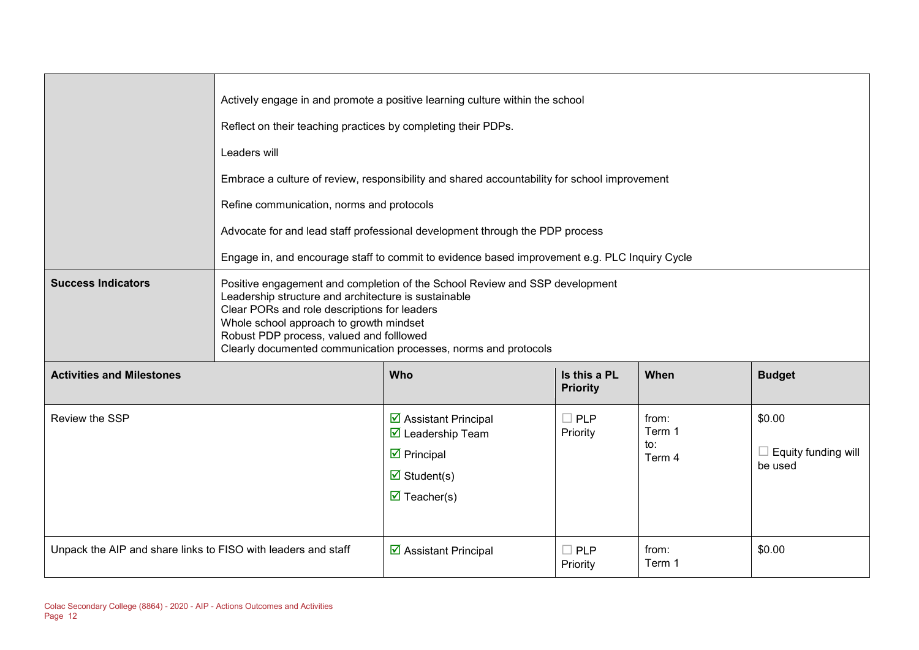| | |
|---|---|
| | Actively engage in and promote a positive learning culture within the school<br><br>Reflect on their teaching practices by completing their PDPs.<br><br>Leaders will<br><br>Embrace a culture of review, responsibility and shared accountability for school improvement<br><br>Refine communication, norms and protocols<br><br>Advocate for and lead staff professional development through the PDP process<br><br>Engage in, and encourage staff to commit to evidence based improvement e.g. PLC Inquiry Cycle |
| **Success Indicators** | Positive engagement and completion of the School Review and SSP development<br>Leadership structure and architecture is sustainable<br>Clear PORs and role descriptions for leaders<br>Whole school approach to growth mindset<br>Robust PDP process, valued and folllowed<br>Clearly documented communication processes, norms and protocols |

| **Activities and Milestones** | **Who** | **Is this a PL Priority** | **When** | **Budget** |
|---|---|---|---|---|
| Review the SSP | ☑ Assistant Principal<br>☑ Leadership Team<br>☑ Principal<br>☑ Student(s)<br>☑ Teacher(s) | ☐ PLP Priority | from:<br>Term 1<br>to:<br>Term 4 | $0.00<br><br>☐ Equity funding will be used |
| Unpack the AIP and share links to FISO with leaders and staff | ☑ Assistant Principal | ☐ PLP Priority | from:<br>Term 1 | $0.00 |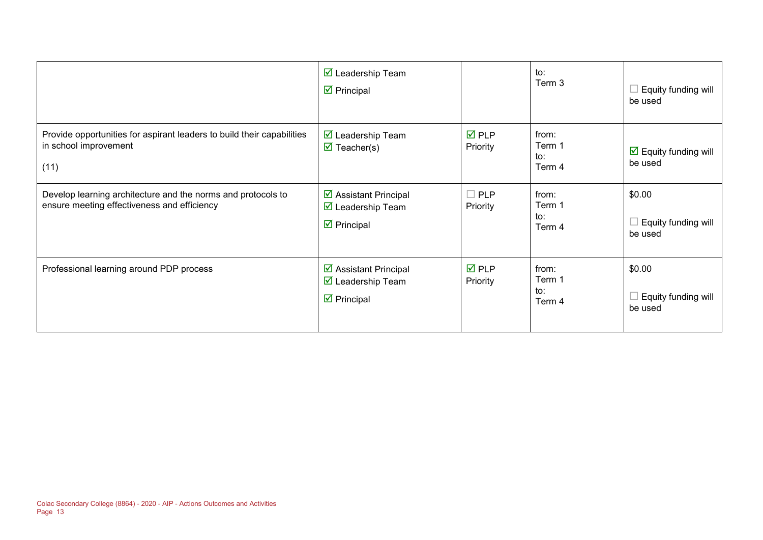| | | | | |
|---|---|---|---|---|
| | ☑ Leadership Team<br>☑ Principal | | to:<br>Term 3 | ☐ Equity funding will be used |
| Provide opportunities for aspirant leaders to build their capabilities in school improvement<br><br>(11) | ☑ Leadership Team<br>☑ Teacher(s) | ☑ PLP Priority | from:<br>Term 1<br>to:<br>Term 4 | ☑ Equity funding will be used |
| Develop learning architecture and the norms and protocols to ensure meeting effectiveness and efficiency | ☑ Assistant Principal<br>☑ Leadership Team<br>☑ Principal | ☐ PLP Priority | from:<br>Term 1<br>to:<br>Term 4 | $0.00<br><br>☐ Equity funding will be used |
| Professional learning around PDP process | ☑ Assistant Principal<br>☑ Leadership Team<br>☑ Principal | ☑ PLP Priority | from:<br>Term 1<br>to:<br>Term 4 | $0.00<br><br>☐ Equity funding will be used |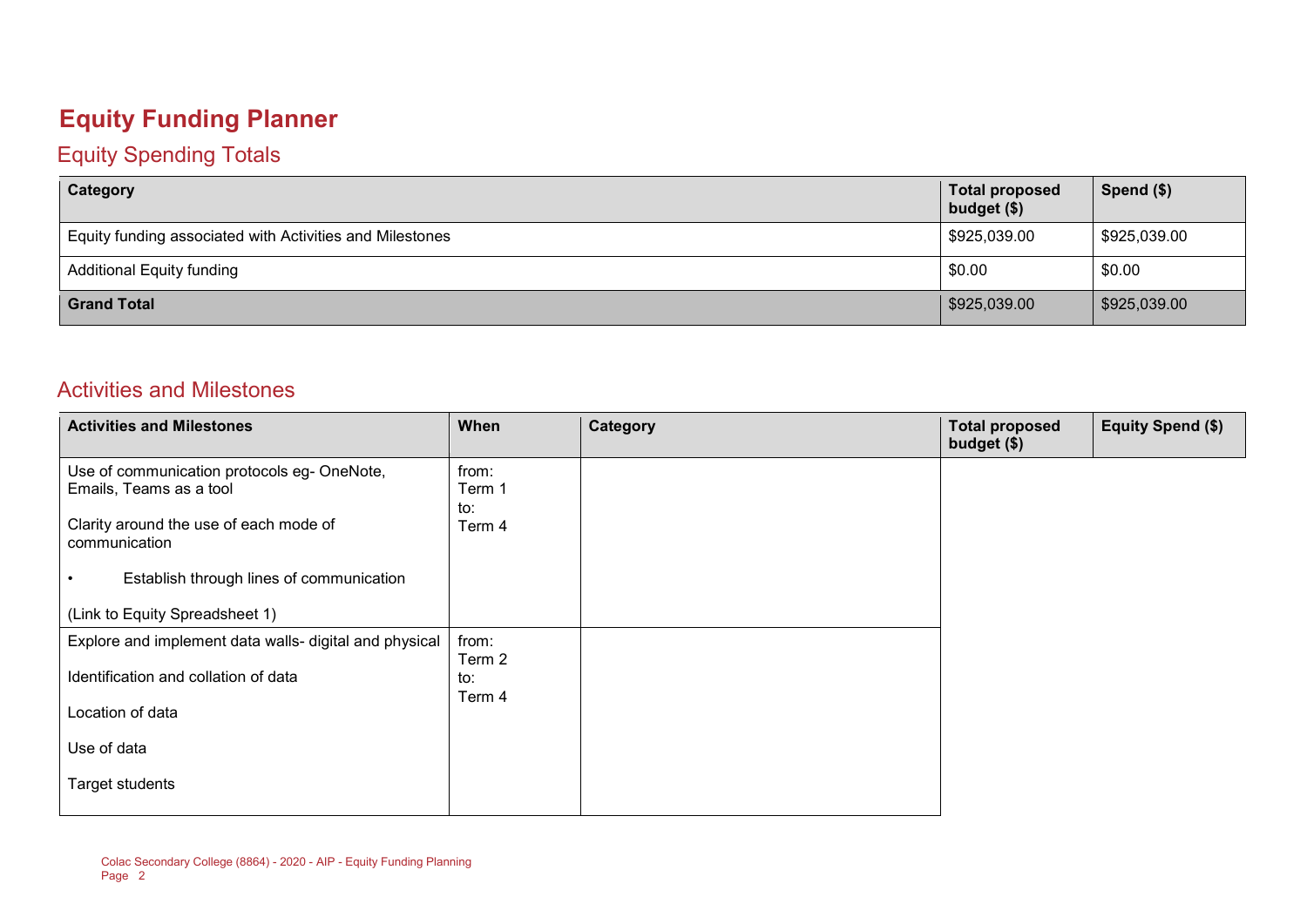# Equity Funding Planner

## Equity Spending Totals

| Category | Total proposed budget ($) | Spend ($) |
|---|---|---|
| Equity funding associated with Activities and Milestones | $925,039.00 | $925,039.00 |
| Additional Equity funding | $0.00 | $0.00 |
| **Grand Total** | $925,039.00 | $925,039.00 |

## Activities and Milestones

| Activities and Milestones | When | Category | Total proposed budget ($) | Equity Spend ($) |
|---|---|---|---|---|
| Use of communication protocols eg- OneNote, Emails, Teams as a tool<br><br>Clarity around the use of each mode of communication<br><br>• Establish through lines of communication<br><br>(Link to Equity Spreadsheet 1) | from: Term 1<br>to: Term 4 | | | |
| Explore and implement data walls- digital and physical<br><br>Identification and collation of data<br><br>Location of data<br><br>Use of data<br><br>Target students | from: Term 2<br>to: Term 4 | | | |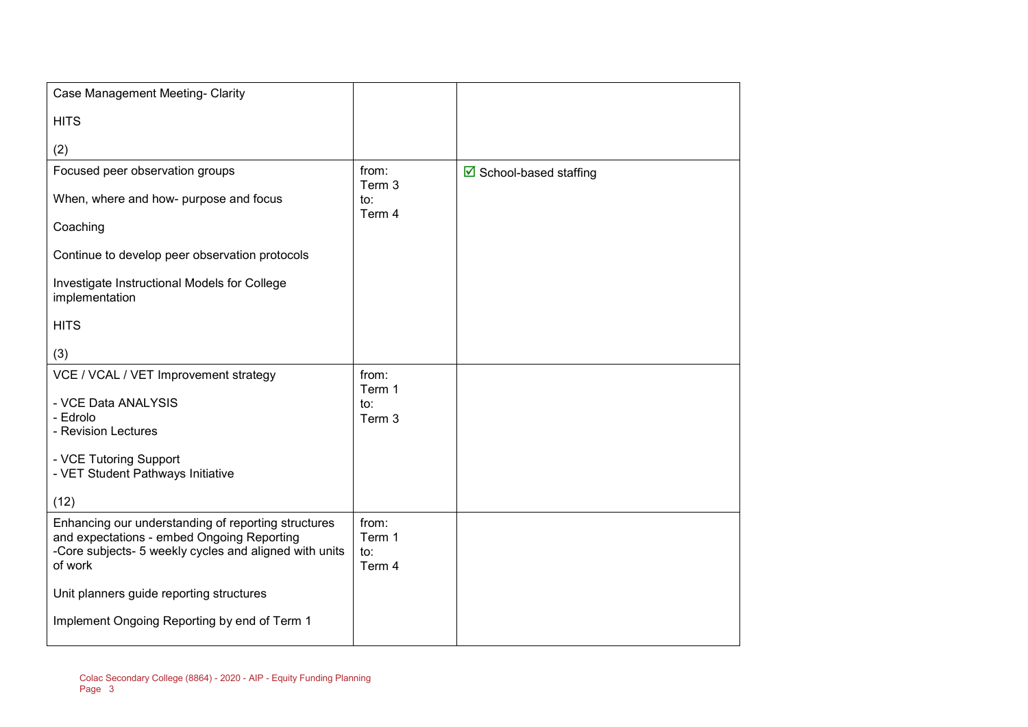| | | |
|---|---|---|
| Case Management Meeting- Clarity<br><br>HITS<br><br>(2) | | |
| Focused peer observation groups<br><br>When, where and how- purpose and focus<br><br>Coaching<br><br>Continue to develop peer observation protocols<br><br>Investigate Instructional Models for College implementation<br><br>HITS<br><br>(3) | from:<br>Term 3<br>to:<br>Term 4 | ☑ School-based staffing |
| VCE / VCAL / VET Improvement strategy<br><br>- VCE Data ANALYSIS<br>- Edrolo<br>- Revision Lectures<br><br>- VCE Tutoring Support<br>- VET Student Pathways Initiative<br><br>(12) | from:<br>Term 1<br>to:<br>Term 3 | |
| Enhancing our understanding of reporting structures and expectations - embed Ongoing Reporting<br>-Core subjects- 5 weekly cycles and aligned with units of work<br><br>Unit planners guide reporting structures<br><br>Implement Ongoing Reporting by end of Term 1 | from:<br>Term 1<br>to:<br>Term 4 | |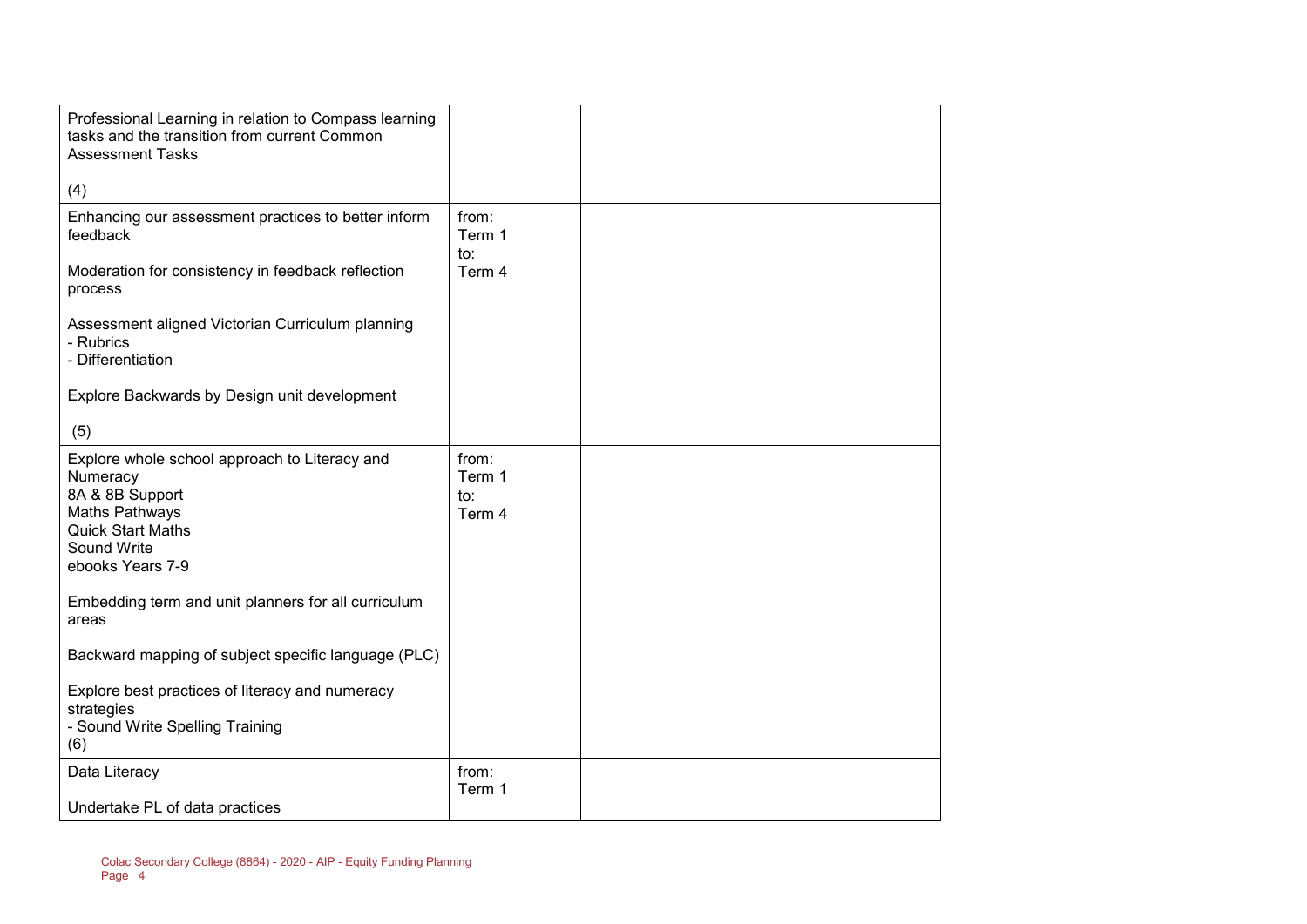| | | |
|---|---|---|
| Professional Learning in relation to Compass learning tasks and the transition from current Common Assessment Tasks<br><br>(4) | | |
| Enhancing our assessment practices to better inform feedback<br><br>Moderation for consistency in feedback reflection process<br><br>Assessment aligned Victorian Curriculum planning<br>- Rubrics<br>- Differentiation<br><br>Explore Backwards by Design unit development<br><br>(5) | from:<br>Term 1<br>to:<br>Term 4 | |
| Explore whole school approach to Literacy and Numeracy<br>8A & 8B Support<br>Maths Pathways<br>Quick Start Maths<br>Sound Write<br>ebooks Years 7-9<br><br>Embedding term and unit planners for all curriculum areas<br><br>Backward mapping of subject specific language (PLC)<br><br>Explore best practices of literacy and numeracy strategies<br>- Sound Write Spelling Training<br>(6) | from:<br>Term 1<br>to:<br>Term 4 | |
| Data Literacy<br><br>Undertake PL of data practices | from:<br>Term 1 | |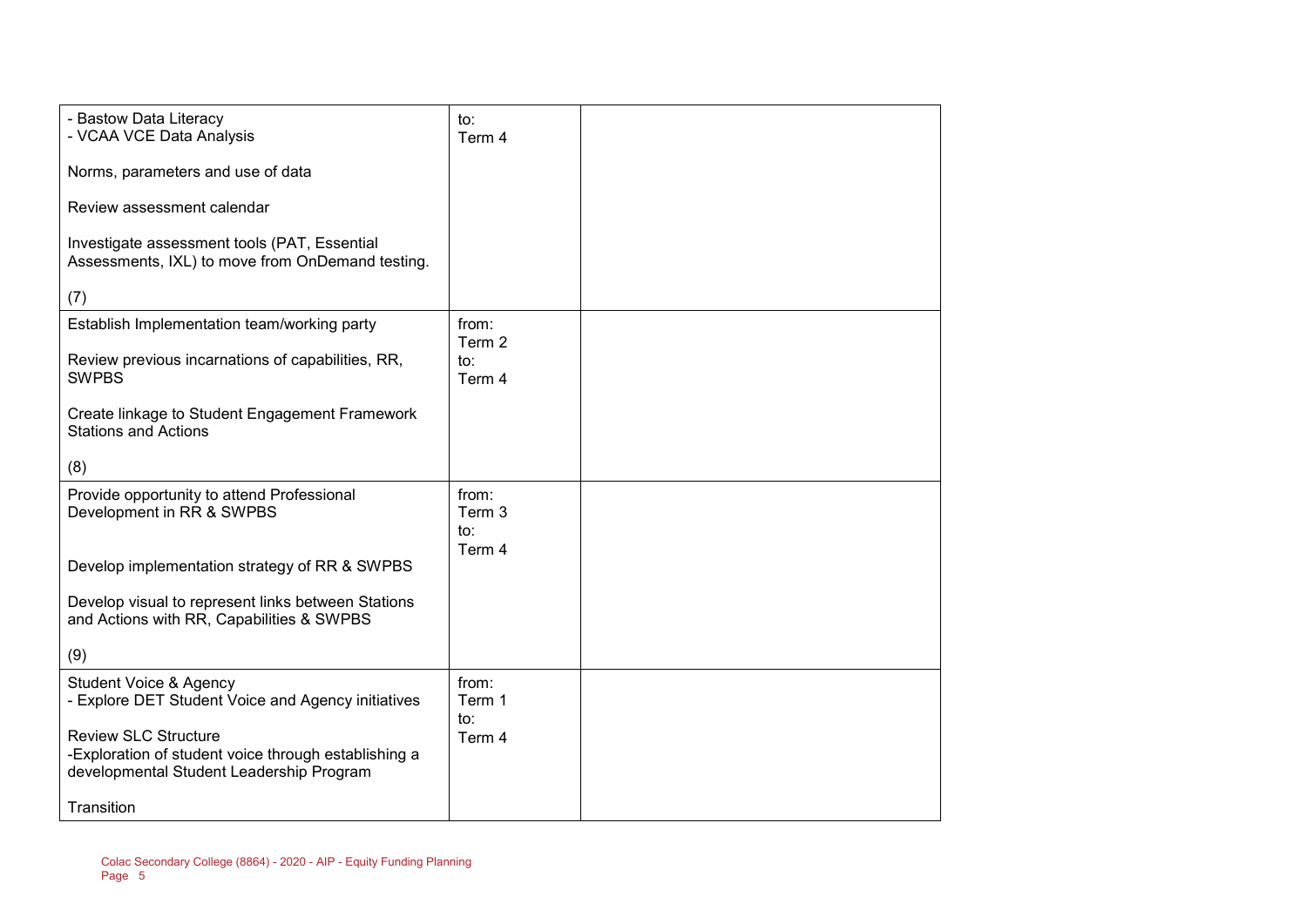| | | |
|---|---|---|
| - Bastow Data Literacy<br>- VCAA VCE Data Analysis<br><br>Norms, parameters and use of data<br><br>Review assessment calendar<br><br>Investigate assessment tools (PAT, Essential Assessments, IXL) to move from OnDemand testing.<br><br>(7) | to:<br>Term 4 | |
| Establish Implementation team/working party<br><br>Review previous incarnations of capabilities, RR, SWPBS<br><br>Create linkage to Student Engagement Framework Stations and Actions<br><br>(8) | from:<br>Term 2<br>to:<br>Term 4 | |
| Provide opportunity to attend Professional Development in RR & SWPBS<br><br>Develop implementation strategy of RR & SWPBS<br><br>Develop visual to represent links between Stations and Actions with RR, Capabilities & SWPBS<br><br>(9) | from:<br>Term 3<br>to:<br>Term 4 | |
| Student Voice & Agency<br>- Explore DET Student Voice and Agency initiatives<br><br>Review SLC Structure<br>-Exploration of student voice through establishing a developmental Student Leadership Program<br><br>Transition | from:<br>Term 1<br>to:<br>Term 4 | |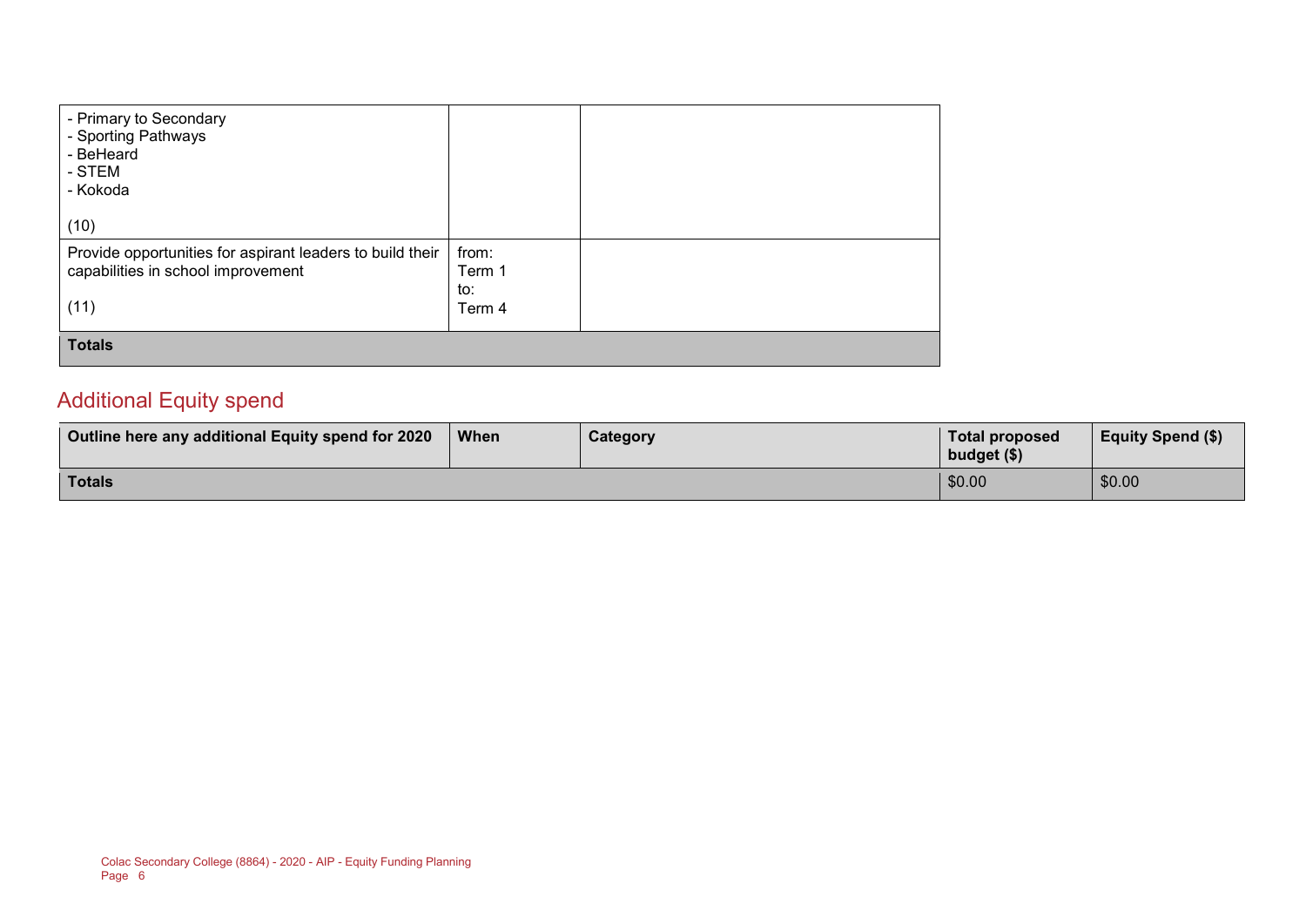| | | |
|---|---|---|
| - Primary to Secondary<br>- Sporting Pathways<br>- BeHeard<br>- STEM<br>- Kokoda<br><br>(10) | | |
| Provide opportunities for aspirant leaders to build their capabilities in school improvement<br><br>(11) | from:<br>Term 1<br>to:<br>Term 4 | |
| **Totals** | | |

## Additional Equity spend

| Outline here any additional Equity spend for 2020 | When | Category | Total proposed budget ($) | Equity Spend ($) |
|---|---|---|---|---|
| **Totals** | | | $0.00 | $0.00 |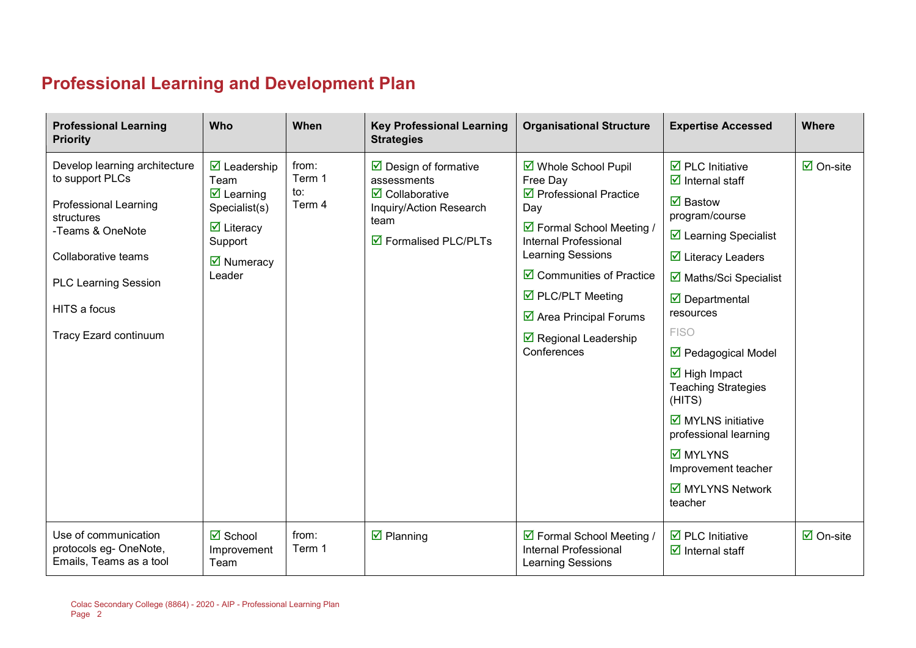## Professional Learning and Development Plan

| Professional Learning Priority | Who | When | Key Professional Learning Strategies | Organisational Structure | Expertise Accessed | Where |
|---|---|---|---|---|---|---|
| Develop learning architecture to support PLCs<br><br>Professional Learning structures<br>-Teams & OneNote<br><br>Collaborative teams<br><br>PLC Learning Session<br><br>HITS a focus<br><br>Tracy Ezard continuum | ☑ Leadership Team<br>☑ Learning Specialist(s)<br>☑ Literacy Support<br>☑ Numeracy Leader | from: Term 1<br>to: Term 4 | ☑ Design of formative assessments<br>☑ Collaborative Inquiry/Action Research team<br>☑ Formalised PLC/PLTs | ☑ Whole School Pupil Free Day<br>☑ Professional Practice Day<br>☑ Formal School Meeting / Internal Professional Learning Sessions<br>☑ Communities of Practice<br>☑ PLC/PLT Meeting<br>☑ Area Principal Forums<br>☑ Regional Leadership Conferences | ☑ PLC Initiative<br>☑ Internal staff<br>☑ Bastow program/course<br>☑ Learning Specialist<br>☑ Literacy Leaders<br>☑ Maths/Sci Specialist<br>☑ Departmental resources<br>FISO<br>☑ Pedagogical Model<br>☑ High Impact Teaching Strategies (HITS)<br>☑ MYLNS initiative professional learning<br>☑ MYLYNS Improvement teacher<br>☑ MYLYNS Network teacher | ☑ On-site |
| Use of communication protocols eg- OneNote, Emails, Teams as a tool | ☑ School Improvement Team | from: Term 1 | ☑ Planning | ☑ Formal School Meeting / Internal Professional Learning Sessions | ☑ PLC Initiative<br>☑ Internal staff | ☑ On-site |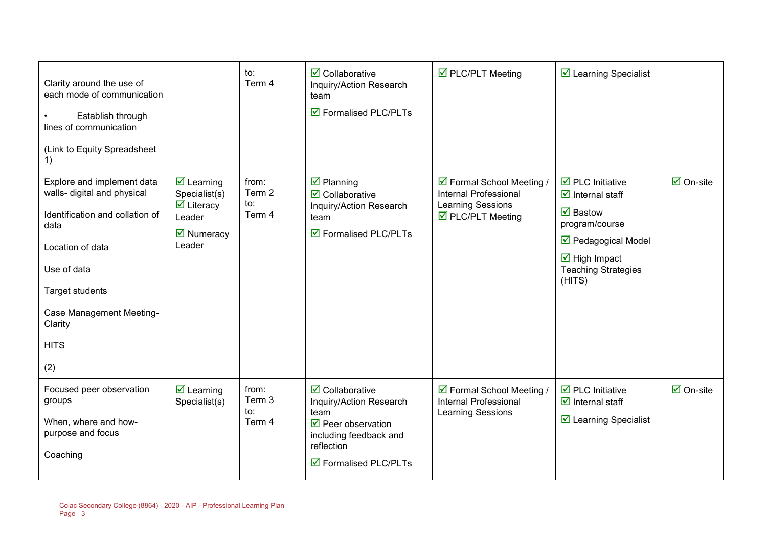| | | | | | | |
|---|---|---|---|---|---|---|
| Clarity around the use of each mode of communication<br><br>• Establish through lines of communication<br><br>(Link to Equity Spreadsheet 1) | | to:<br>Term 4 | ☑ Collaborative Inquiry/Action Research team<br>☑ Formalised PLC/PLTs | ☑ PLC/PLT Meeting | ☑ Learning Specialist | |
| Explore and implement data walls- digital and physical<br><br>Identification and collation of data<br><br>Location of data<br><br>Use of data<br><br>Target students<br><br>Case Management Meeting- Clarity<br><br>HITS<br><br>(2) | ☑ Learning Specialist(s)<br>☑ Literacy Leader<br>☑ Numeracy Leader | from:<br>Term 2<br>to:<br>Term 4 | ☑ Planning<br>☑ Collaborative Inquiry/Action Research team<br>☑ Formalised PLC/PLTs | ☑ Formal School Meeting / Internal Professional Learning Sessions<br>☑ PLC/PLT Meeting | ☑ PLC Initiative<br>☑ Internal staff<br>☑ Bastow program/course<br>☑ Pedagogical Model<br>☑ High Impact Teaching Strategies (HITS) | ☑ On-site |
| Focused peer observation groups<br><br>When, where and how- purpose and focus<br><br>Coaching | ☑ Learning Specialist(s) | from:<br>Term 3<br>to:<br>Term 4 | ☑ Collaborative Inquiry/Action Research team<br>☑ Peer observation including feedback and reflection<br>☑ Formalised PLC/PLTs | ☑ Formal School Meeting / Internal Professional Learning Sessions | ☑ PLC Initiative<br>☑ Internal staff<br>☑ Learning Specialist | ☑ On-site |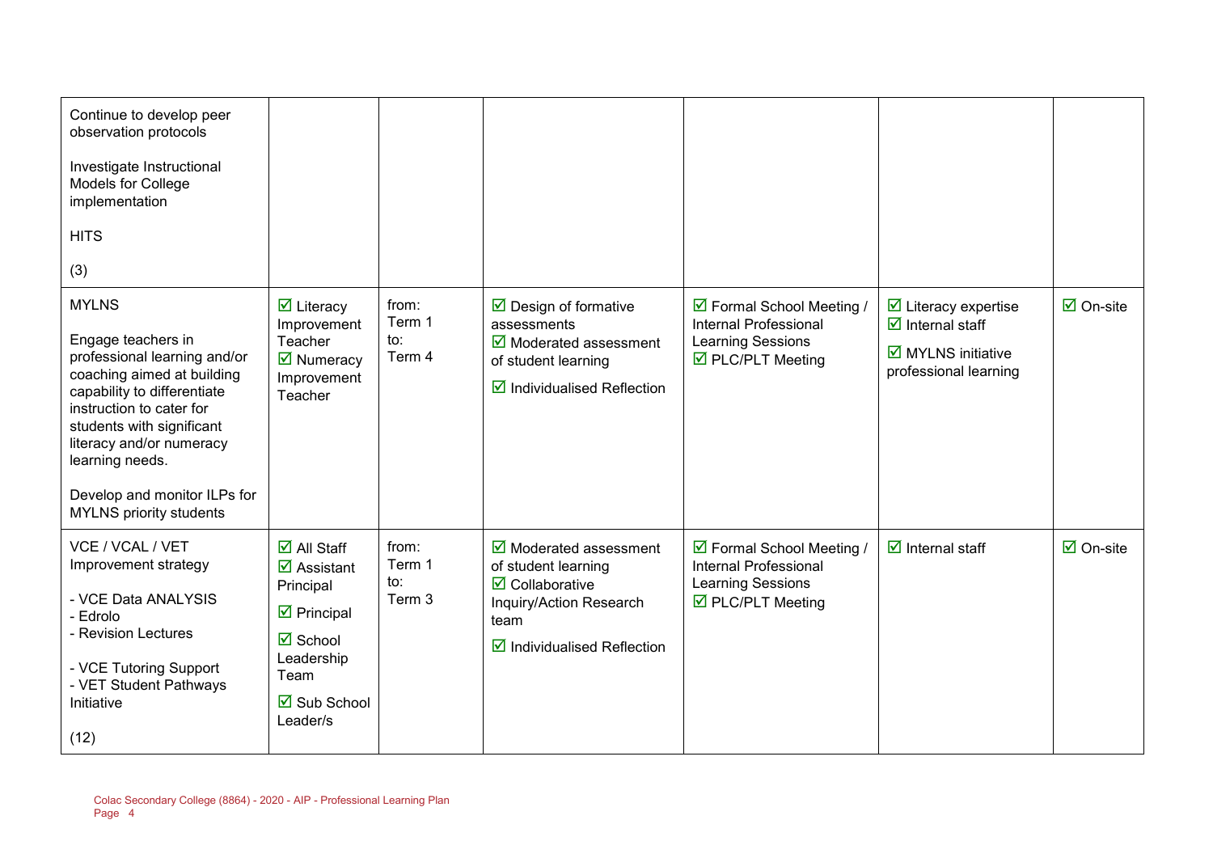| | | | | | | |
|---|---|---|---|---|---|---|
| Continue to develop peer observation protocols<br><br>Investigate Instructional Models for College implementation<br><br>HITS<br><br>(3) | | | | | | |
| MYLNS<br><br>Engage teachers in professional learning and/or coaching aimed at building capability to differentiate instruction to cater for students with significant literacy and/or numeracy learning needs.<br><br>Develop and monitor ILPs for MYLNS priority students | ☑ Literacy Improvement Teacher<br>☑ Numeracy Improvement Teacher | from: Term 1<br>to: Term 4 | ☑ Design of formative assessments<br>☑ Moderated assessment of student learning<br>☑ Individualised Reflection | ☑ Formal School Meeting / Internal Professional Learning Sessions<br>☑ PLC/PLT Meeting | ☑ Literacy expertise<br>☑ Internal staff<br>☑ MYLNS initiative professional learning | ☑ On-site |
| VCE / VCAL / VET Improvement strategy<br><br>- VCE Data ANALYSIS<br>- Edrolo<br>- Revision Lectures<br><br>- VCE Tutoring Support<br>- VET Student Pathways Initiative<br><br>(12) | ☑ All Staff<br>☑ Assistant Principal<br>☑ Principal<br>☑ School Leadership Team<br>☑ Sub School Leader/s | from: Term 1<br>to: Term 3 | ☑ Moderated assessment of student learning<br>☑ Collaborative Inquiry/Action Research team<br>☑ Individualised Reflection | ☑ Formal School Meeting / Internal Professional Learning Sessions<br>☑ PLC/PLT Meeting | ☑ Internal staff | ☑ On-site |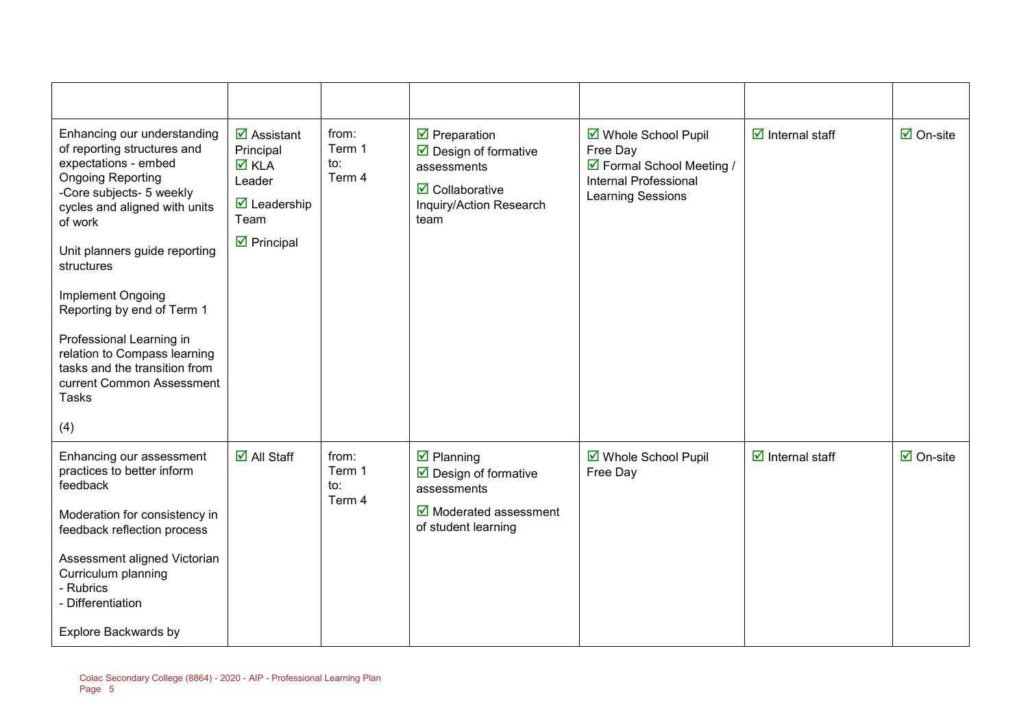| | | | | | | |
|---|---|---|---|---|---|---|
| Enhancing our understanding of reporting structures and expectations - embed Ongoing Reporting<br>-Core subjects- 5 weekly cycles and aligned with units of work<br><br>Unit planners guide reporting structures<br><br>Implement Ongoing Reporting by end of Term 1<br><br>Professional Learning in relation to Compass learning tasks and the transition from current Common Assessment Tasks<br><br>(4) | ☑ Assistant Principal<br>☑ KLA Leader<br>☑ Leadership Team<br>☑ Principal | from:<br>Term 1<br>to:<br>Term 4 | ☑ Preparation<br>☑ Design of formative assessments<br>☑ Collaborative Inquiry/Action Research team | ☑ Whole School Pupil Free Day<br>☑ Formal School Meeting / Internal Professional Learning Sessions | ☑ Internal staff | ☑ On-site |
| Enhancing our assessment practices to better inform feedback<br><br>Moderation for consistency in feedback reflection process<br><br>Assessment aligned Victorian Curriculum planning<br>- Rubrics<br>- Differentiation<br><br>Explore Backwards by | ☑ All Staff | from:<br>Term 1<br>to:<br>Term 4 | ☑ Planning<br>☑ Design of formative assessments<br>☑ Moderated assessment of student learning | ☑ Whole School Pupil Free Day | ☑ Internal staff | ☑ On-site |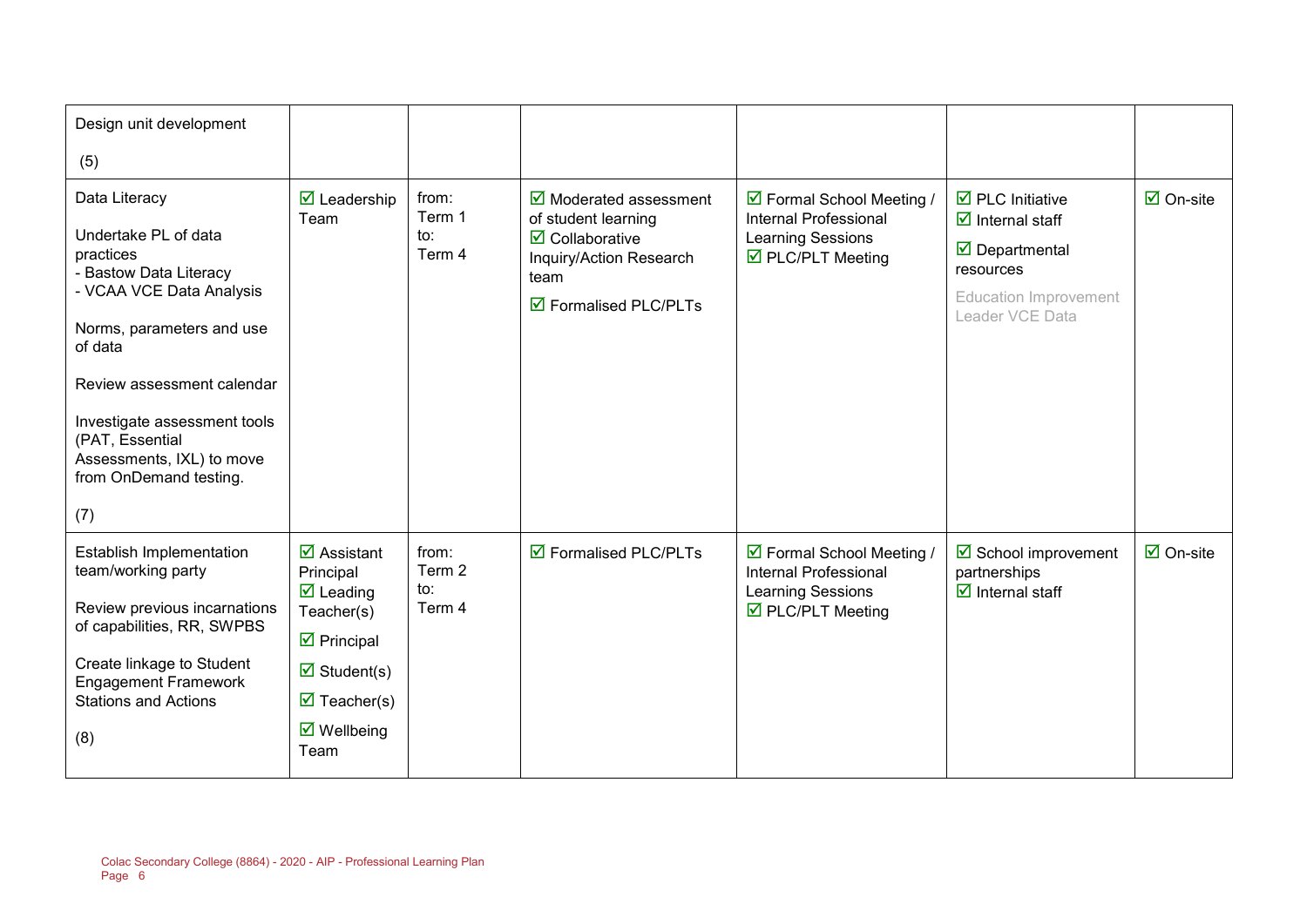| | | | | | | |
|---|---|---|---|---|---|---|
| Design unit development<br><br>(5) | | | | | | |
| Data Literacy<br><br>Undertake PL of data practices<br>- Bastow Data Literacy<br>- VCAA VCE Data Analysis<br><br>Norms, parameters and use of data<br><br>Review assessment calendar<br><br>Investigate assessment tools (PAT, Essential Assessments, IXL) to move from OnDemand testing.<br><br>(7) | ☑ Leadership Team | from:<br>Term 1<br>to:<br>Term 4 | ☑ Moderated assessment of student learning<br>☑ Collaborative Inquiry/Action Research team<br>☑ Formalised PLC/PLTs | ☑ Formal School Meeting / Internal Professional Learning Sessions<br>☑ PLC/PLT Meeting | ☑ PLC Initiative<br>☑ Internal staff<br>☑ Departmental resources<br>Education Improvement Leader VCE Data | ☑ On-site |
| Establish Implementation team/working party<br><br>Review previous incarnations of capabilities, RR, SWPBS<br><br>Create linkage to Student Engagement Framework Stations and Actions<br><br>(8) | ☑ Assistant Principal<br>☑ Leading Teacher(s)<br>☑ Principal<br>☑ Student(s)<br>☑ Teacher(s)<br>☑ Wellbeing Team | from:<br>Term 2<br>to:<br>Term 4 | ☑ Formalised PLC/PLTs | ☑ Formal School Meeting / Internal Professional Learning Sessions<br>☑ PLC/PLT Meeting | ☑ School improvement partnerships<br>☑ Internal staff | ☑ On-site |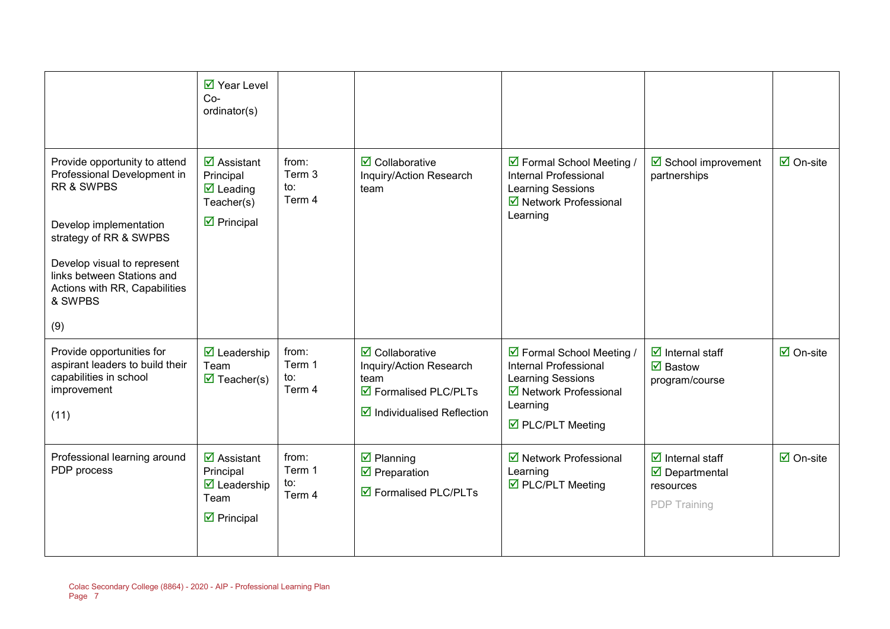| | | | | | | |
|---|---|---|---|---|---|---|
| | ☑ Year Level Co-ordinator(s) | | | | | |
| Provide opportunity to attend Professional Development in RR & SWPBS<br><br>Develop implementation strategy of RR & SWPBS<br><br>Develop visual to represent links between Stations and Actions with RR, Capabilities & SWPBS<br><br>(9) | ☑ Assistant Principal<br>☑ Leading Teacher(s)<br>☑ Principal | from: Term 3<br>to: Term 4 | ☑ Collaborative Inquiry/Action Research team | ☑ Formal School Meeting / Internal Professional Learning Sessions<br>☑ Network Professional Learning | ☑ School improvement partnerships | ☑ On-site |
| Provide opportunities for aspirant leaders to build their capabilities in school improvement<br><br>(11) | ☑ Leadership Team<br>☑ Teacher(s) | from: Term 1<br>to: Term 4 | ☑ Collaborative Inquiry/Action Research team<br>☑ Formalised PLC/PLTs<br>☑ Individualised Reflection | ☑ Formal School Meeting / Internal Professional Learning Sessions<br>☑ Network Professional Learning<br>☑ PLC/PLT Meeting | ☑ Internal staff<br>☑ Bastow program/course | ☑ On-site |
| Professional learning around PDP process | ☑ Assistant Principal<br>☑ Leadership Team<br>☑ Principal | from: Term 1<br>to: Term 4 | ☑ Planning<br>☑ Preparation<br>☑ Formalised PLC/PLTs | ☑ Network Professional Learning<br>☑ PLC/PLT Meeting | ☑ Internal staff<br>☑ Departmental resources<br>PDP Training | ☑ On-site |